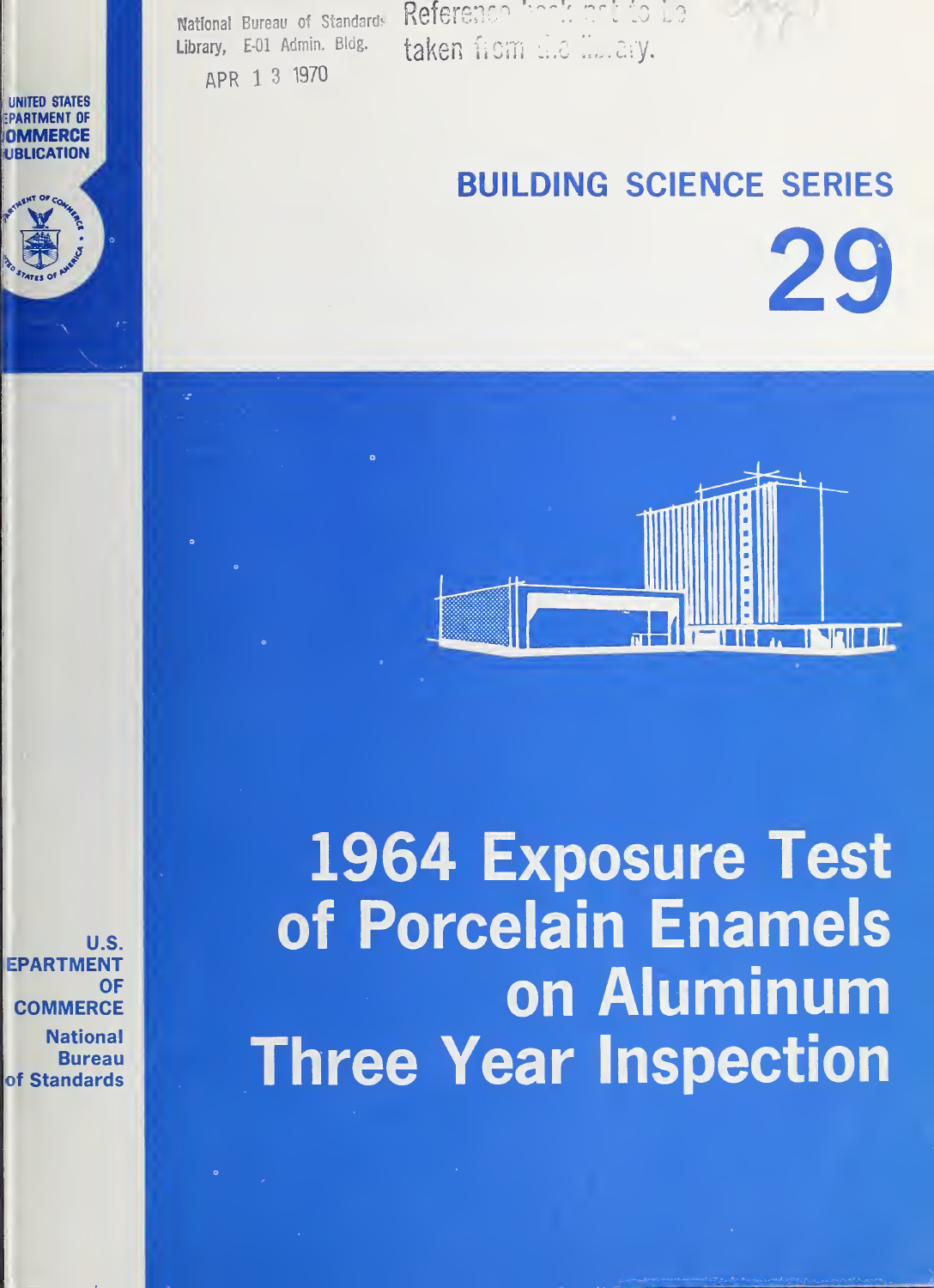National Bureau of Standards
Library, E-01 Admin. Bldg.

APR 1 3 1970

Reference book not to be taken from the library.

UNITED STATES DEPARTMENT OF COMMERCE PUBLICATION

# BUILDING SCIENCE SERIES

# 29

# 1964 Exposure Test of Porcelain Enamels on Aluminum Three Year Inspection

U.S. DEPARTMENT OF COMMERCE

National Bureau of Standards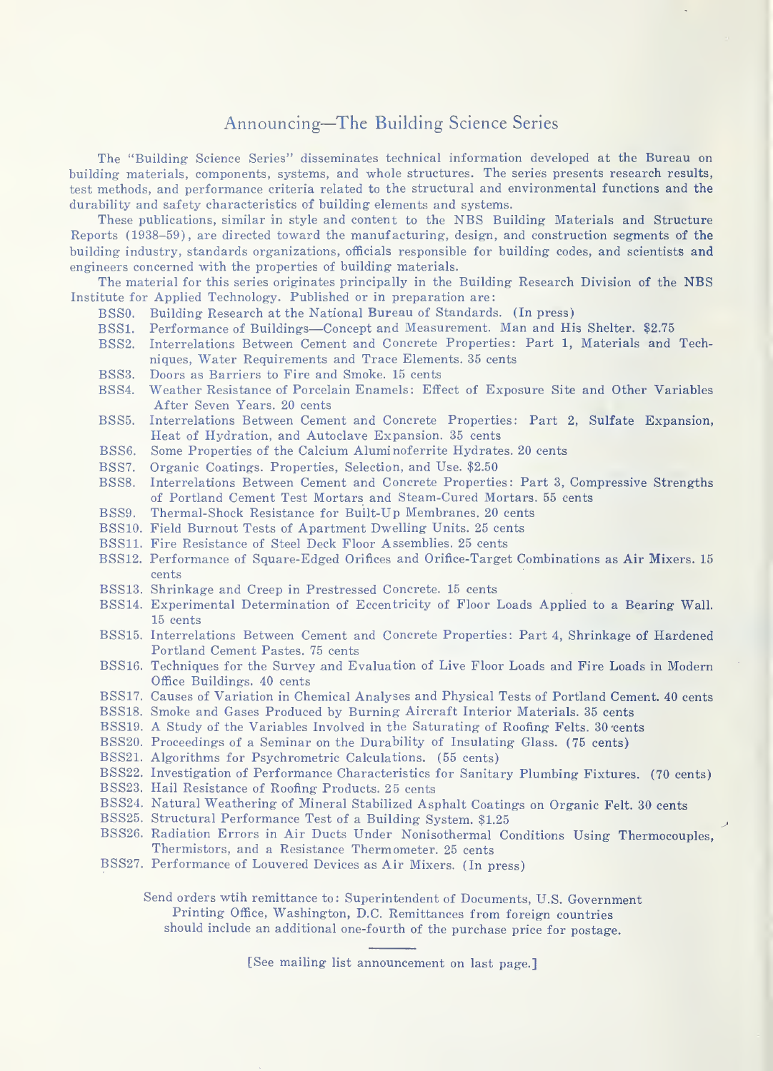## Announcing—The Building Science Series

The "Building Science Series" disseminates technical information developed at the Bureau on building materials, components, systems, and whole structures. The series presents research results, test methods, and performance criteria related to the structural and environmental functions and the durability and safety characteristics of building elements and systems.

These publications, similar in style and content to the NBS Building Materials and Structure Reports (1938–59), are directed toward the manufacturing, design, and construction segments of the building industry, standards organizations, officials responsible for building codes, and scientists and engineers concerned with the properties of building materials.

The material for this series originates principally in the Building Research Division of the NBS Institute for Applied Technology. Published or in preparation are:

- BSS0. Building Research at the National Bureau of Standards. (In press)
- BSS1. Performance of Buildings—Concept and Measurement. Man and His Shelter. $2.75
- BSS2. Interrelations Between Cement and Concrete Properties: Part 1, Materials and Techniques, Water Requirements and Trace Elements. 35 cents
- BSS3. Doors as Barriers to Fire and Smoke. 15 cents
- BSS4. Weather Resistance of Porcelain Enamels: Effect of Exposure Site and Other Variables After Seven Years. 20 cents
- BSS5. Interrelations Between Cement and Concrete Properties: Part 2, Sulfate Expansion, Heat of Hydration, and Autoclave Expansion. 35 cents
- BSS6. Some Properties of the Calcium Aluminoferrite Hydrates. 20 cents
- BSS7. Organic Coatings. Properties, Selection, and Use. $2.50
- BSS8. Interrelations Between Cement and Concrete Properties: Part 3, Compressive Strengths of Portland Cement Test Mortars and Steam-Cured Mortars. 55 cents
- BSS9. Thermal-Shock Resistance for Built-Up Membranes. 20 cents
- BSS10. Field Burnout Tests of Apartment Dwelling Units. 25 cents
- BSS11. Fire Resistance of Steel Deck Floor Assemblies. 25 cents
- BSS12. Performance of Square-Edged Orifices and Orifice-Target Combinations as Air Mixers. 15 cents
- BSS13. Shrinkage and Creep in Prestressed Concrete. 15 cents
- BSS14. Experimental Determination of Eccentricity of Floor Loads Applied to a Bearing Wall. 15 cents
- BSS15. Interrelations Between Cement and Concrete Properties: Part 4, Shrinkage of Hardened Portland Cement Pastes. 75 cents
- BSS16. Techniques for the Survey and Evaluation of Live Floor Loads and Fire Loads in Modern Office Buildings. 40 cents
- BSS17. Causes of Variation in Chemical Analyses and Physical Tests of Portland Cement. 40 cents
- BSS18. Smoke and Gases Produced by Burning Aircraft Interior Materials. 35 cents
- BSS19. A Study of the Variables Involved in the Saturating of Roofing Felts. 30 cents
- BSS20. Proceedings of a Seminar on the Durability of Insulating Glass. (75 cents)
- BSS21. Algorithms for Psychrometric Calculations. (55 cents)
- BSS22. Investigation of Performance Characteristics for Sanitary Plumbing Fixtures. (70 cents)
- BSS23. Hail Resistance of Roofing Products. 25 cents
- BSS24. Natural Weathering of Mineral Stabilized Asphalt Coatings on Organic Felt. 30 cents
- BSS25. Structural Performance Test of a Building System. $1.25
- BSS26. Radiation Errors in Air Ducts Under Nonisothermal Conditions Using Thermocouples, Thermistors, and a Resistance Thermometer. 25 cents
- BSS27. Performance of Louvered Devices as Air Mixers. (In press)

Send orders wtih remittance to: Superintendent of Documents, U.S. Government Printing Office, Washington, D.C. Remittances from foreign countries should include an additional one-fourth of the purchase price for postage.

[See mailing list announcement on last page.]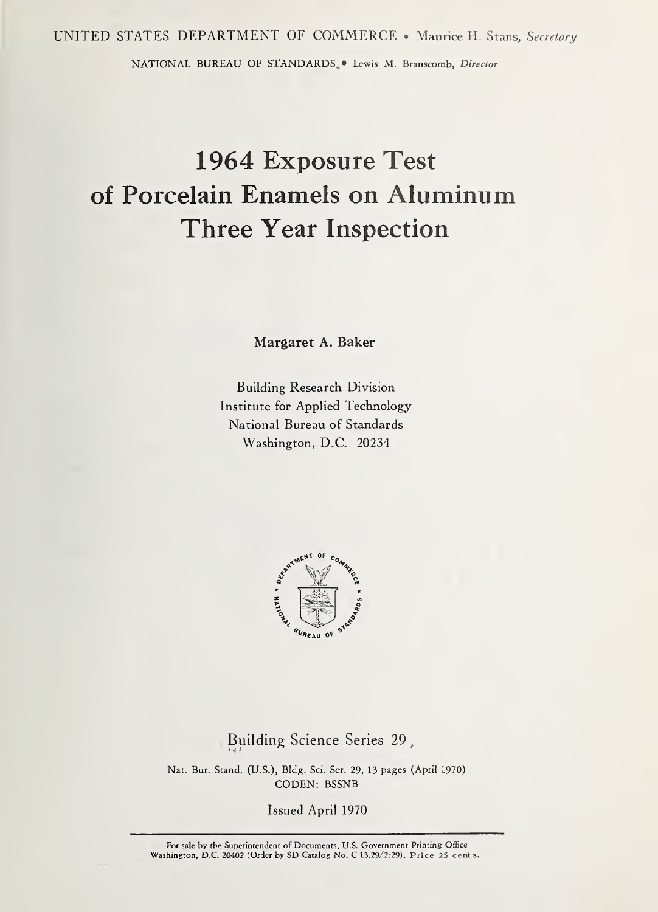UNITED STATES DEPARTMENT OF COMMERCE • Maurice H. Stans, *Secretary*

NATIONAL BUREAU OF STANDARDS • Lewis M. Branscomb, *Director*

# 1964 Exposure Test of Porcelain Enamels on Aluminum Three Year Inspection

**Margaret A. Baker**

Building Research Division
Institute for Applied Technology
National Bureau of Standards
Washington, D.C. 20234

Building Science Series 29

Nat. Bur. Stand. (U.S.), Bldg. Sci. Ser. 29, 13 pages (April 1970)
CODEN: BSSNB

Issued April 1970

For sale by the Superintendent of Documents, U.S. Government Printing Office
Washington, D.C. 20402 (Order by SD Catalog No. C 13.29/2:29), Price 25 cents.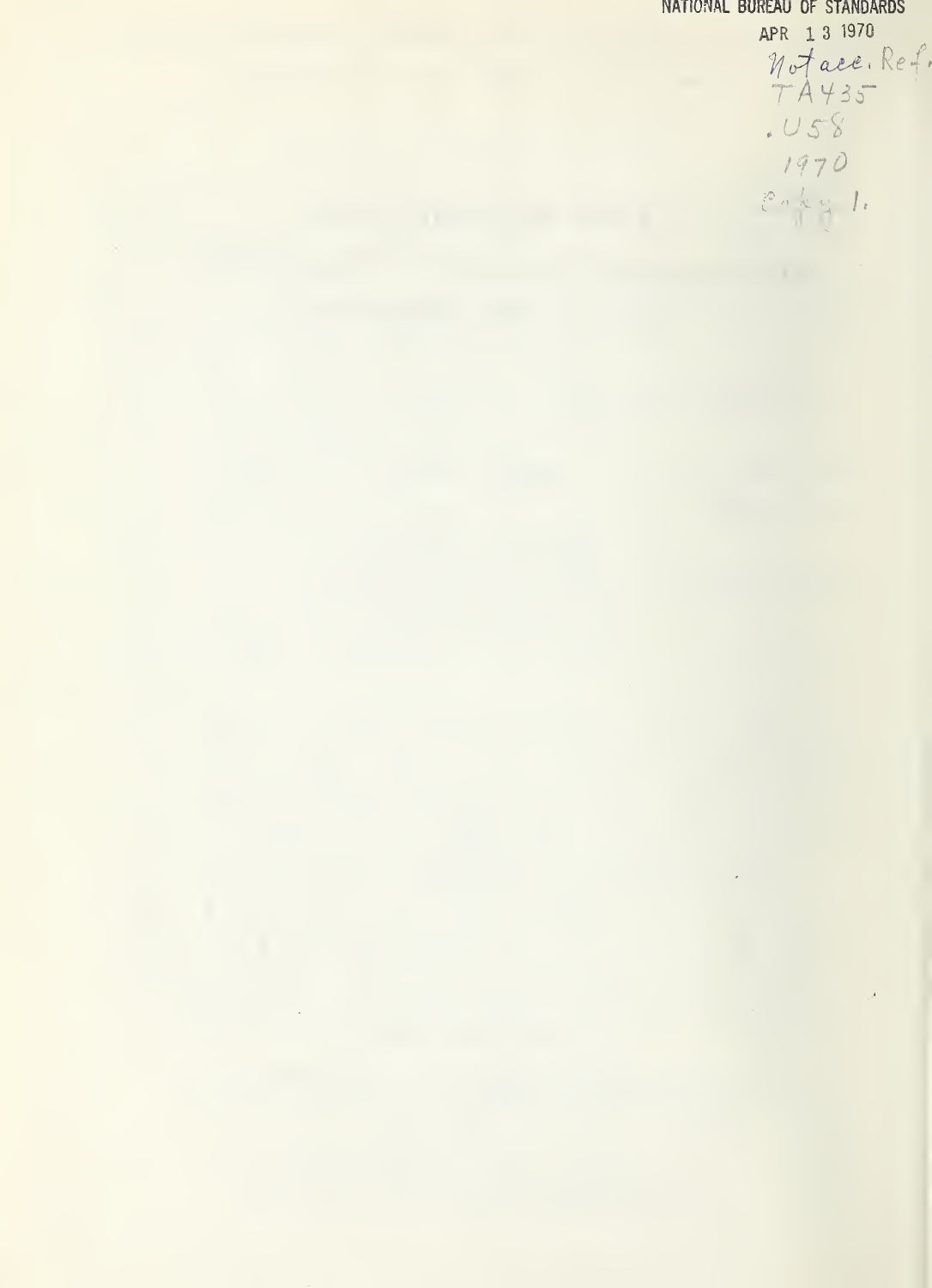NATIONAL BUREAU OF STANDARDS

APR 13 1970

Not acc. Ref.
TA435
.U58
1970
copy 1.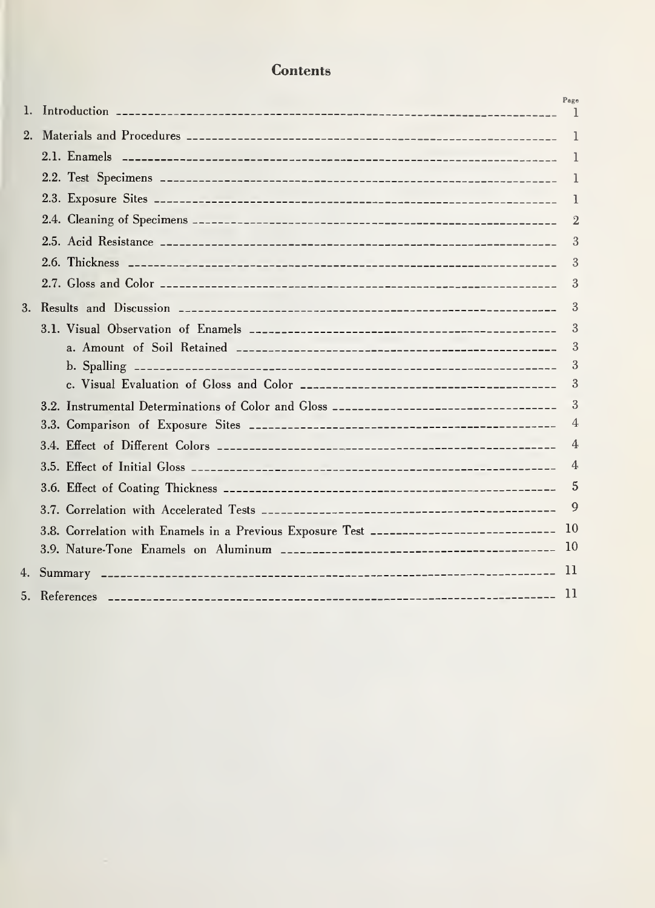# Contents

| | Page |
|---|---|
| 1. Introduction | 1 |
| 2. Materials and Procedures | 1 |
| 2.1. Enamels | 1 |
| 2.2. Test Specimens | 1 |
| 2.3. Exposure Sites | 1 |
| 2.4. Cleaning of Specimens | 2 |
| 2.5. Acid Resistance | 3 |
| 2.6. Thickness | 3 |
| 2.7. Gloss and Color | 3 |
| 3. Results and Discussion | 3 |
| 3.1. Visual Observation of Enamels | 3 |
| a. Amount of Soil Retained | 3 |
| b. Spalling | 3 |
| c. Visual Evaluation of Gloss and Color | 3 |
| 3.2. Instrumental Determinations of Color and Gloss | 3 |
| 3.3. Comparison of Exposure Sites | 4 |
| 3.4. Effect of Different Colors | 4 |
| 3.5. Effect of Initial Gloss | 4 |
| 3.6. Effect of Coating Thickness | 5 |
| 3.7. Correlation with Accelerated Tests | 9 |
| 3.8. Correlation with Enamels in a Previous Exposure Test | 10 |
| 3.9. Nature-Tone Enamels on Aluminum | 10 |
| 4. Summary | 11 |
| 5. References | 11 |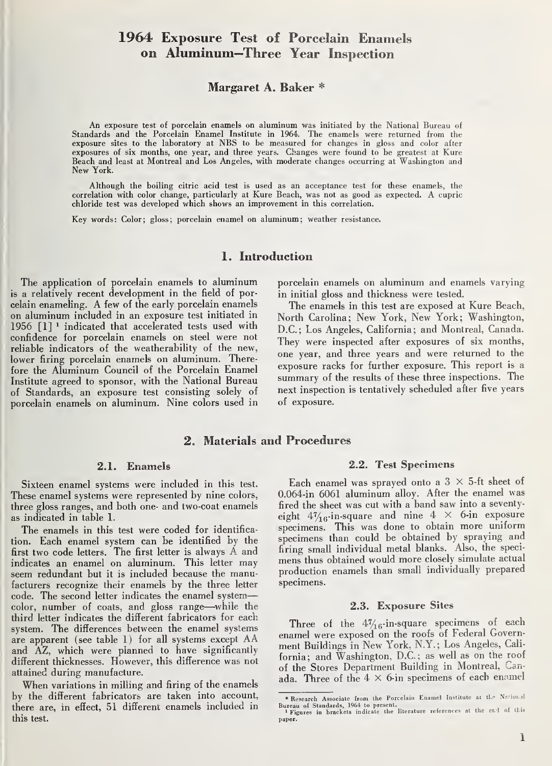# 1964 Exposure Test of Porcelain Enamels on Aluminum—Three Year Inspection

**Margaret A. Baker** *

An exposure test of porcelain enamels on aluminum was initiated by the National Bureau of Standards and the Porcelain Enamel Institute in 1964. The enamels were returned from the exposure sites to the laboratory at NBS to be measured for changes in gloss and color after exposures of six months, one year, and three years. Changes were found to be greatest at Kure Beach and least at Montreal and Los Angeles, with moderate changes occurring at Washington and New York.

Although the boiling citric acid test is used as an acceptance test for these enamels, the correlation with color change, particularly at Kure Beach, was not as good as expected. A cupric chloride test was developed which shows an improvement in this correlation.

Key words: Color; gloss; porcelain enamel on aluminum; weather resistance.

## 1. Introduction

The application of porcelain enamels to aluminum is a relatively recent development in the field of porcelain enameling. A few of the early porcelain enamels on aluminum included in an exposure test initiated in 1956 [1] [1] indicated that accelerated tests used with confidence for porcelain enamels on steel were not reliable indicators of the weatherability of the new, lower firing porcelain enamels on aluminum. Therefore the Aluminum Council of the Porcelain Enamel Institute agreed to sponsor, with the National Bureau of Standards, an exposure test consisting solely of porcelain enamels on aluminum. Nine colors used in porcelain enamels on aluminum and enamels varying in initial gloss and thickness were tested.

The enamels in this test are exposed at Kure Beach, North Carolina; New York, New York; Washington, D.C.; Los Angeles, California; and Montreal, Canada. They were inspected after exposures of six months, one year, and three years and were returned to the exposure racks for further exposure. This report is a summary of the results of these three inspections. The next inspection is tentatively scheduled after five years of exposure.

## 2. Materials and Procedures

### 2.1. Enamels

Sixteen enamel systems were included in this test. These enamel systems were represented by nine colors, three gloss ranges, and both one- and two-coat enamels as indicated in table 1.

The enamels in this test were coded for identification. Each enamel system can be identified by the first two code letters. The first letter is always A and indicates an enamel on aluminum. This letter may seem redundant but it is included because the manufacturers recognize their enamels by the three letter code. The second letter indicates the enamel system—color, number of coats, and gloss range—while the third letter indicates the different fabricators for each system. The differences between the enamel systems are apparent (see table 1) for all systems except AA and AZ, which were planned to have significantly different thicknesses. However, this difference was not attained during manufacture.

When variations in milling and firing of the enamels by the different fabricators are taken into account, there are, in effect, 51 different enamels included in this test.

### 2.2. Test Specimens

Each enamel was sprayed onto a 3 × 5-ft sheet of 0.064-in 6061 aluminum alloy. After the enamel was fired the sheet was cut with a band saw into a seventy-eight $4\frac{7}{16}$-in-square and nine 4 × 6-in exposure specimens. This was done to obtain more uniform specimens than could be obtained by spraying and firing small individual metal blanks. Also, the specimens thus obtained would more closely simulate actual production enamels than small individually prepared specimens.

### 2.3. Exposure Sites

Three of the $4\frac{7}{16}$-in-square specimens of each enamel were exposed on the roofs of Federal Government Buildings in New York, N.Y.; Los Angeles, California; and Washington, D.C.; as well as on the roof of the Stores Department Building in Montreal, Canada. Three of the 4 × 6-in specimens of each enamel

---

* Research Associate from the Porcelain Enamel Institute at the National Bureau of Standards, 1964 to present.

[1] Figures in brackets indicate the literature references at the end of this paper.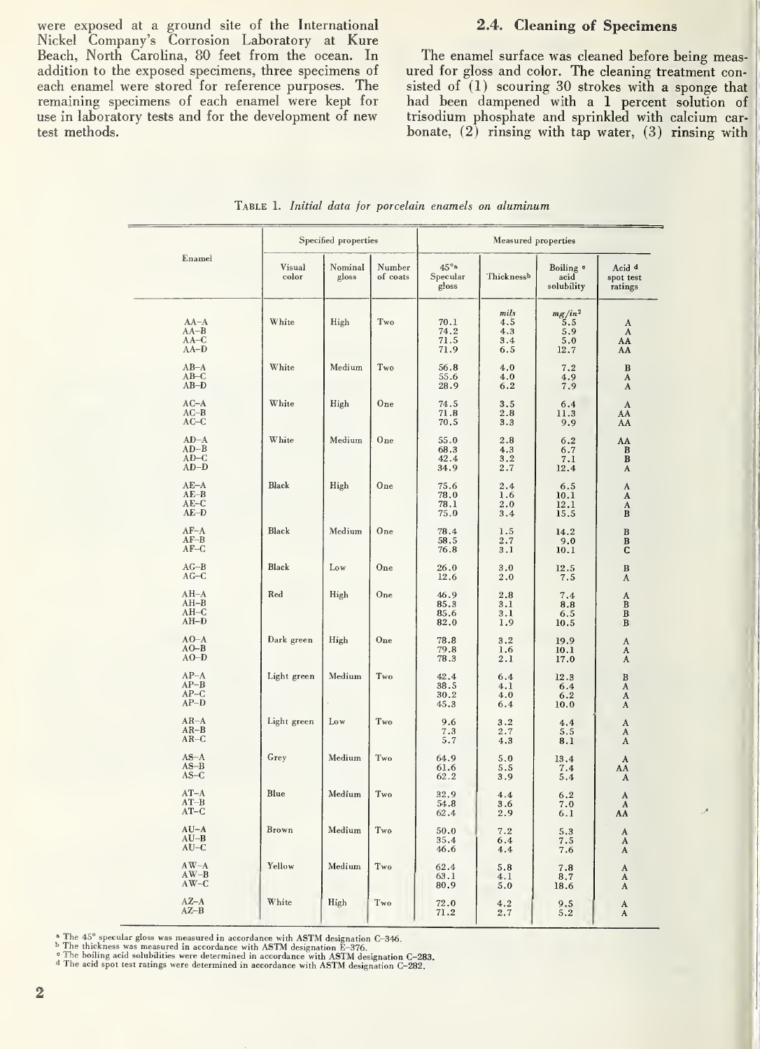were exposed at a ground site of the International Nickel Company's Corrosion Laboratory at Kure Beach, North Carolina, 80 feet from the ocean. In addition to the exposed specimens, three specimens of each enamel were stored for reference purposes. The remaining specimens of each enamel were kept for use in laboratory tests and for the development of new test methods.

### 2.4. Cleaning of Specimens

The enamel surface was cleaned before being measured for gloss and color. The cleaning treatment consisted of (1) scouring 30 strokes with a sponge that had been dampened with a 1 percent solution of trisodium phosphate and sprinkled with calcium carbonate, (2) rinsing with tap water, (3) rinsing with

TABLE 1. *Initial data for porcelain enamels on aluminum*

| Enamel | Specified properties | | | Measured properties | | | |
|---|---|---|---|---|---|---|---|
| | Visual color | Nominal gloss | Number of coats | 45°[a] Specular gloss | Thickness[b] | Boiling[c] acid solubility | Acid[d] spot test ratings |
| | | | | | *mils* | *mg/in²* | |
| AA–A | White | High | Two | 70.1 | 4.5 | 5.5 | A |
| AA–B | | | | 74.2 | 4.3 | 5.9 | A |
| AA–C | | | | 71.5 | 3.4 | 5.0 | AA |
| AA–D | | | | 71.9 | 6.5 | 12.7 | AA |
| AB–A | White | Medium | Two | 56.8 | 4.0 | 7.2 | B |
| AB–C | | | | 55.6 | 4.0 | 4.9 | A |
| AB–D | | | | 28.9 | 6.2 | 7.9 | A |
| AC–A | White | High | One | 74.5 | 3.5 | 6.4 | A |
| AC–B | | | | 71.8 | 2.8 | 11.3 | AA |
| AC–C | | | | 70.5 | 3.3 | 9.9 | AA |
| AD–A | White | Medium | One | 55.0 | 2.8 | 6.2 | AA |
| AD–B | | | | 68.3 | 4.3 | 6.7 | B |
| AD–C | | | | 42.4 | 3.2 | 7.1 | B |
| AD–D | | | | 34.9 | 2.7 | 12.4 | A |
| AE–A | Black | High | One | 75.6 | 2.4 | 6.5 | A |
| AE–B | | | | 78.0 | 1.6 | 10.1 | A |
| AE–C | | | | 78.1 | 2.0 | 12.1 | A |
| AE–D | | | | 75.0 | 3.4 | 15.5 | B |
| AF–A | Black | Medium | One | 78.4 | 1.5 | 14.2 | B |
| AF–B | | | | 58.5 | 2.7 | 9.0 | B |
| AF–C | | | | 76.8 | 3.1 | 10.1 | C |
| AG–B | Black | Low | One | 26.0 | 3.0 | 12.5 | B |
| AG–C | | | | 12.6 | 2.0 | 7.5 | A |
| AH–A | Red | High | One | 46.9 | 2.8 | 7.4 | A |
| AH–B | | | | 85.3 | 3.1 | 8.8 | B |
| AH–C | | | | 85.6 | 3.1 | 6.5 | B |
| AH–D | | | | 82.0 | 1.9 | 10.5 | B |
| AO–A | Dark green | High | One | 78.8 | 3.2 | 19.9 | A |
| AO–B | | | | 79.8 | 1.6 | 10.1 | A |
| AO–D | | | | 78.3 | 2.1 | 17.0 | A |
| AP–A | Light green | Medium | Two | 42.4 | 6.4 | 12.3 | B |
| AP–B | | | | 38.5 | 4.1 | 6.4 | A |
| AP–C | | | | 30.2 | 4.0 | 6.2 | A |
| AP–D | | | | 45.3 | 6.4 | 10.0 | A |
| AR–A | Light green | Low | Two | 9.6 | 3.2 | 4.4 | A |
| AR–B | | | | 7.3 | 2.7 | 5.5 | A |
| AR–C | | | | 5.7 | 4.3 | 8.1 | A |
| AS–A | Grey | Medium | Two | 64.9 | 5.0 | 13.4 | A |
| AS–B | | | | 61.6 | 5.5 | 7.4 | AA |
| AS–C | | | | 62.2 | 3.9 | 5.4 | A |
| AT–A | Blue | Medium | Two | 32.9 | 4.4 | 6.2 | A |
| AT–B | | | | 54.8 | 3.6 | 7.0 | A |
| AT–C | | | | 62.4 | 2.9 | 6.1 | AA |
| AU–A | Brown | Medium | Two | 50.0 | 7.2 | 5.3 | A |
| AU–B | | | | 35.4 | 6.4 | 7.5 | A |
| AU–C | | | | 46.6 | 4.4 | 7.6 | A |
| AW–A | Yellow | Medium | Two | 62.4 | 5.8 | 7.8 | A |
| AW–B | | | | 63.1 | 4.1 | 8.7 | A |
| AW–C | | | | 80.9 | 5.0 | 18.6 | A |
| AZ–A | White | High | Two | 72.0 | 4.2 | 9.5 | A |
| AZ–B | | | | 71.2 | 2.7 | 5.2 | A |

[a] The 45° specular gloss was measured in accordance with ASTM designation C–346.
[b] The thickness was measured in accordance with ASTM designation E–376.
[c] The boiling acid solubilities were determined in accordance with ASTM designation C–283.
[d] The acid spot test ratings were determined in accordance with ASTM designation C–282.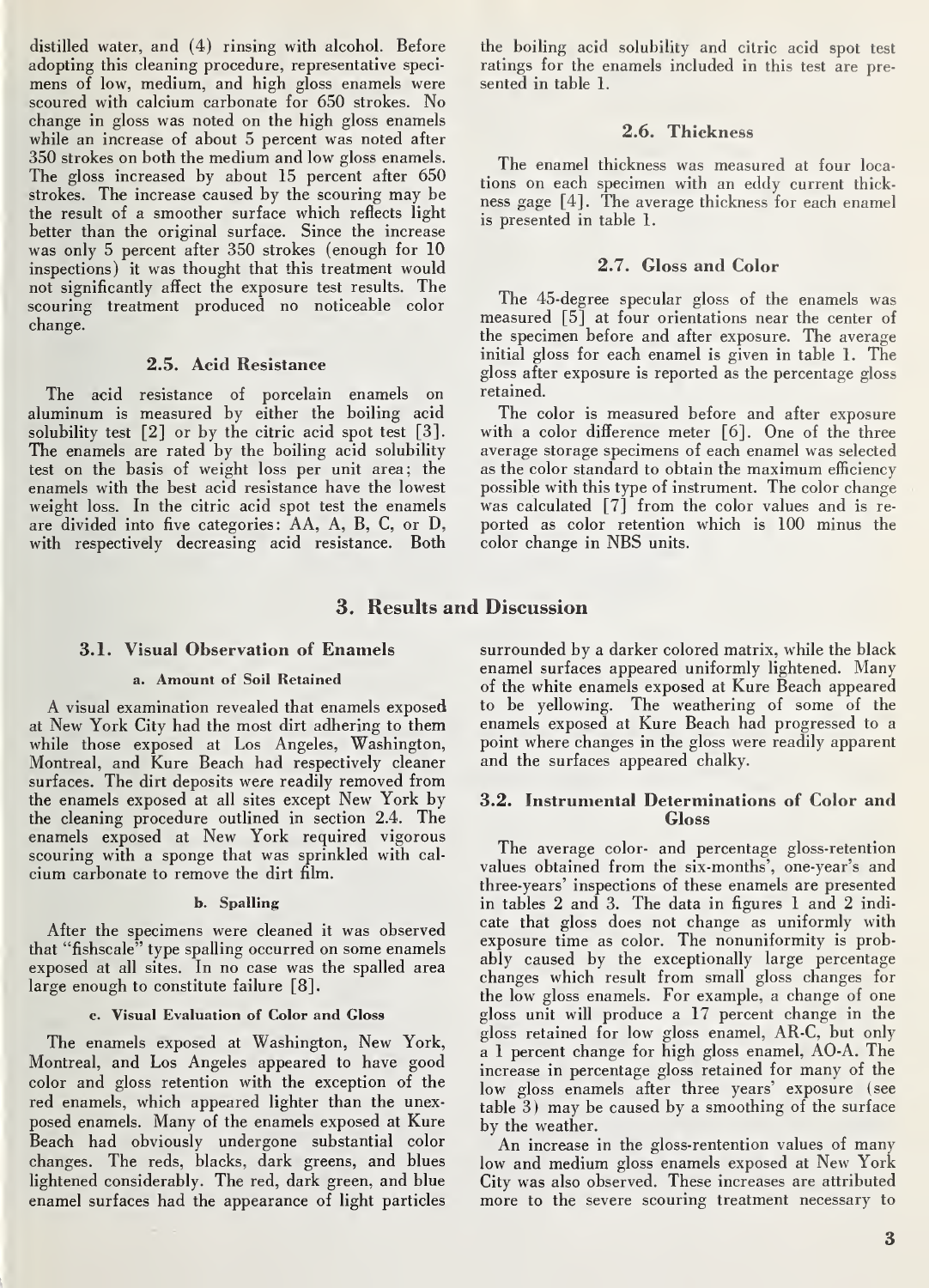distilled water, and (4) rinsing with alcohol. Before adopting this cleaning procedure, representative specimens of low, medium, and high gloss enamels were scoured with calcium carbonate for 650 strokes. No change in gloss was noted on the high gloss enamels while an increase of about 5 percent was noted after 350 strokes on both the medium and low gloss enamels. The gloss increased by about 15 percent after 650 strokes. The increase caused by the scouring may be the result of a smoother surface which reflects light better than the original surface. Since the increase was only 5 percent after 350 strokes (enough for 10 inspections) it was thought that this treatment would not significantly affect the exposure test results. The scouring treatment produced no noticeable color change.

### 2.5. Acid Resistance

The acid resistance of porcelain enamels on aluminum is measured by either the boiling acid solubility test [2] or by the citric acid spot test [3]. The enamels are rated by the boiling acid solubility test on the basis of weight loss per unit area; the enamels with the best acid resistance have the lowest weight loss. In the citric acid spot test the enamels are divided into five categories: AA, A, B, C, or D, with respectively decreasing acid resistance. Both the boiling acid solubility and citric acid spot test ratings for the enamels included in this test are presented in table 1.

### 2.6. Thickness

The enamel thickness was measured at four locations on each specimen with an eddy current thickness gage [4]. The average thickness for each enamel is presented in table 1.

### 2.7. Gloss and Color

The 45-degree specular gloss of the enamels was measured [5] at four orientations near the center of the specimen before and after exposure. The average initial gloss for each enamel is given in table 1. The gloss after exposure is reported as the percentage gloss retained.

The color is measured before and after exposure with a color difference meter [6]. One of the three average storage specimens of each enamel was selected as the color standard to obtain the maximum efficiency possible with this type of instrument. The color change was calculated [7] from the color values and is reported as color retention which is 100 minus the color change in NBS units.

## 3. Results and Discussion

### 3.1. Visual Observation of Enamels

#### a. Amount of Soil Retained

A visual examination revealed that enamels exposed at New York City had the most dirt adhering to them while those exposed at Los Angeles, Washington, Montreal, and Kure Beach had respectively cleaner surfaces. The dirt deposits were readily removed from the enamels exposed at all sites except New York by the cleaning procedure outlined in section 2.4. The enamels exposed at New York required vigorous scouring with a sponge that was sprinkled with calcium carbonate to remove the dirt film.

#### b. Spalling

After the specimens were cleaned it was observed that "fishscale" type spalling occurred on some enamels exposed at all sites. In no case was the spalled area large enough to constitute failure [8].

#### c. Visual Evaluation of Color and Gloss

The enamels exposed at Washington, New York, Montreal, and Los Angeles appeared to have good color and gloss retention with the exception of the red enamels, which appeared lighter than the unexposed enamels. Many of the enamels exposed at Kure Beach had obviously undergone substantial color changes. The reds, blacks, dark greens, and blues lightened considerably. The red, dark green, and blue enamel surfaces had the appearance of light particles surrounded by a darker colored matrix, while the black enamel surfaces appeared uniformly lightened. Many of the white enamels exposed at Kure Beach appeared to be yellowing. The weathering of some of the enamels exposed at Kure Beach had progressed to a point where changes in the gloss were readily apparent and the surfaces appeared chalky.

### 3.2. Instrumental Determinations of Color and Gloss

The average color- and percentage gloss-retention values obtained from the six-months', one-year's and three-years' inspections of these enamels are presented in tables 2 and 3. The data in figures 1 and 2 indicate that gloss does not change as uniformly with exposure time as color. The nonuniformity is probably caused by the exceptionally large percentage changes which result from small gloss changes for the low gloss enamels. For example, a change of one gloss unit will produce a 17 percent change in the gloss retained for low gloss enamel, AR-C, but only a 1 percent change for high gloss enamel, AO-A. The increase in percentage gloss retained for many of the low gloss enamels after three years' exposure (see table 3) may be caused by a smoothing of the surface by the weather.

An increase in the gloss-rentention values of many low and medium gloss enamels exposed at New York City was also observed. These increases are attributed more to the severe scouring treatment necessary to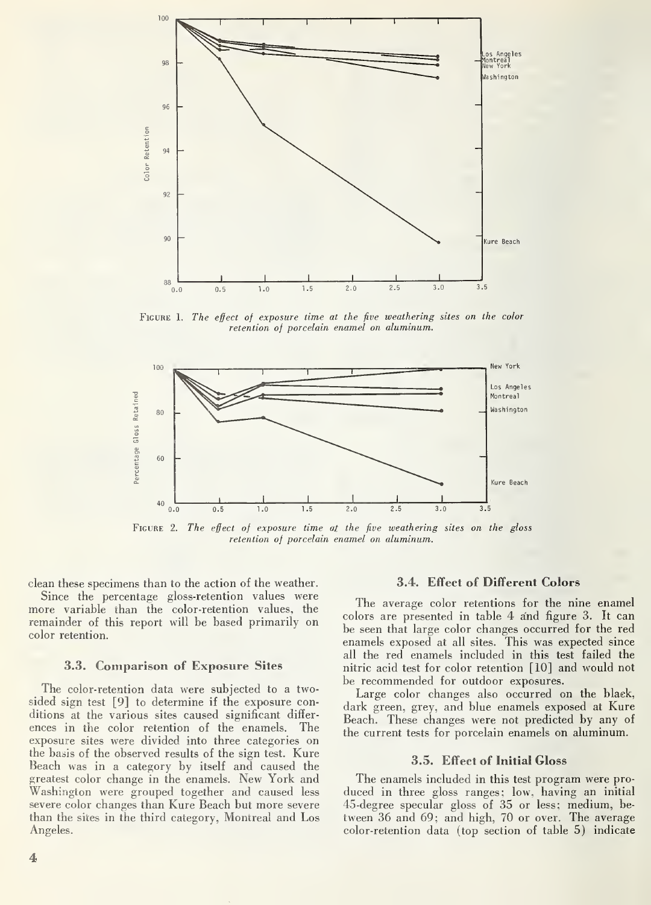FIGURE 1. *The effect of exposure time at the five weathering sites on the color retention of porcelain enamel on aluminum.*

FIGURE 2. *The effect of exposure time at the five weathering sites on the gloss retention of porcelain enamel on aluminum.*

clean these specimens than to the action of the weather.

Since the percentage gloss-retention values were more variable than the color-retention values, the remainder of this report will be based primarily on color retention.

### 3.3. Comparison of Exposure Sites

The color-retention data were subjected to a two-sided sign test [9] to determine if the exposure conditions at the various sites caused significant differences in the color retention of the enamels. The exposure sites were divided into three categories on the basis of the observed results of the sign test. Kure Beach was in a category by itself and caused the greatest color change in the enamels. New York and Washington were grouped together and caused less severe color changes than Kure Beach but more severe than the sites in the third category, Montreal and Los Angeles.

### 3.4. Effect of Different Colors

The average color retentions for the nine enamel colors are presented in table 4 and figure 3. It can be seen that large color changes occurred for the red enamels exposed at all sites. This was expected since all the red enamels included in this test failed the nitric acid test for color retention [10] and would not be recommended for outdoor exposures.

Large color changes also occurred on the black, dark green, grey, and blue enamels exposed at Kure Beach. These changes were not predicted by any of the current tests for porcelain enamels on aluminum.

### 3.5. Effect of Initial Gloss

The enamels included in this test program were produced in three gloss ranges; low, having an initial 45-degree specular gloss of 35 or less; medium, between 36 and 69; and high, 70 or over. The average color-retention data (top section of table 5) indicate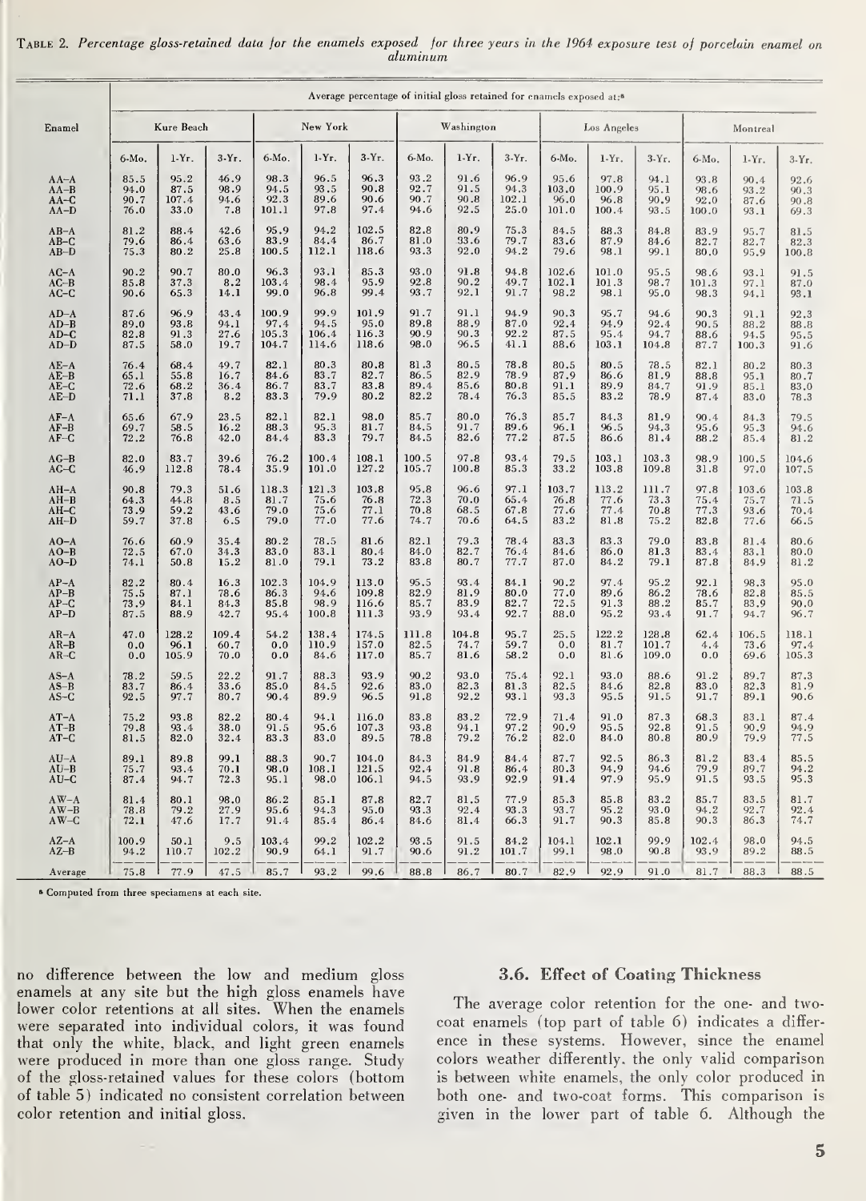TABLE 2. *Percentage gloss-retained data for the enamels exposed for three years in the 1964 exposure test of porcelain enamel on aluminum*

| Enamel | Average percentage of initial gloss retained for enamels exposed at:[a] | | | | | | | | | | | | | | |
|---|---|---|---|---|---|---|---|---|---|---|---|---|---|---|---|
| | Kure Beach | | | New York | | | Washington | | | Los Angeles | | | Montreal | | |
| | 6-Mo. | 1-Yr. | 3-Yr. | 6-Mo. | 1-Yr. | 3-Yr. | 6-Mo. | 1-Yr. | 3-Yr. | 6-Mo. | 1-Yr. | 3-Yr. | 6-Mo. | 1-Yr. | 3-Yr. |
| AA–A | 85.5 | 95.2 | 46.9 | 98.3 | 96.5 | 96.3 | 93.2 | 91.6 | 96.9 | 95.6 | 97.8 | 94.1 | 93.8 | 90.4 | 92.6 |
| AA–B | 94.0 | 87.5 | 98.9 | 94.5 | 93.5 | 90.8 | 92.7 | 91.5 | 94.3 | 103.0 | 100.9 | 95.1 | 98.6 | 93.2 | 90.3 |
| AA–C | 90.7 | 107.4 | 94.6 | 92.3 | 89.6 | 90.6 | 90.7 | 90.8 | 102.1 | 96.0 | 96.8 | 90.9 | 92.0 | 87.6 | 90.8 |
| AA–D | 76.0 | 33.0 | 7.8 | 101.1 | 97.8 | 97.4 | 94.6 | 92.5 | 25.0 | 101.0 | 100.4 | 93.5 | 100.0 | 93.1 | 69.3 |
| AB–A | 81.2 | 88.4 | 42.6 | 95.9 | 94.2 | 102.5 | 82.8 | 80.9 | 75.3 | 84.5 | 88.3 | 84.8 | 83.9 | 95.7 | 81.5 |
| AB–C | 79.6 | 86.4 | 63.6 | 83.9 | 84.4 | 86.7 | 81.0 | 93.6 | 79.7 | 83.6 | 87.9 | 84.6 | 82.7 | 82.7 | 82.3 |
| AB–D | 75.3 | 80.2 | 25.8 | 100.5 | 112.1 | 118.6 | 93.3 | 92.0 | 94.2 | 79.6 | 98.1 | 99.1 | 80.0 | 95.9 | 100.8 |
| AC–A | 90.2 | 90.7 | 80.0 | 96.3 | 93.1 | 85.3 | 93.0 | 91.8 | 94.8 | 102.6 | 101.0 | 95.5 | 98.6 | 93.1 | 91.5 |
| AC–B | 85.8 | 37.3 | 8.2 | 103.4 | 98.4 | 95.9 | 92.8 | 90.2 | 49.7 | 102.1 | 101.3 | 98.7 | 101.3 | 97.1 | 87.0 |
| AC–C | 90.6 | 65.3 | 14.1 | 99.0 | 96.8 | 99.4 | 93.7 | 92.1 | 91.7 | 98.2 | 98.1 | 95.0 | 98.3 | 94.1 | 93.1 |
| AD–A | 87.6 | 96.9 | 43.4 | 100.9 | 99.9 | 101.9 | 91.7 | 91.1 | 94.9 | 90.3 | 95.7 | 94.6 | 90.3 | 91.1 | 92.3 |
| AD–B | 89.0 | 93.8 | 94.1 | 97.4 | 94.5 | 95.0 | 89.8 | 88.9 | 87.0 | 92.4 | 94.9 | 92.4 | 90.5 | 88.2 | 88.8 |
| AD–C | 82.8 | 91.3 | 27.6 | 105.3 | 106.4 | 116.3 | 90.9 | 90.3 | 92.2 | 87.5 | 95.4 | 94.7 | 88.6 | 94.5 | 95.5 |
| AD–D | 87.5 | 58.0 | 19.7 | 104.7 | 114.6 | 118.6 | 98.0 | 96.5 | 41.1 | 88.6 | 103.1 | 104.8 | 87.7 | 100.3 | 91.6 |
| AE–A | 76.4 | 68.4 | 49.7 | 82.1 | 80.3 | 80.8 | 81.3 | 80.5 | 78.8 | 80.5 | 80.5 | 78.5 | 82.1 | 80.2 | 80.3 |
| AE–B | 65.1 | 55.8 | 16.7 | 84.6 | 83.7 | 82.7 | 86.5 | 82.9 | 78.9 | 87.9 | 86.6 | 81.9 | 88.8 | 95.1 | 80.7 |
| AE–C | 72.6 | 68.2 | 36.4 | 86.7 | 83.7 | 83.8 | 89.4 | 85.6 | 80.8 | 91.1 | 89.9 | 84.7 | 91.9 | 85.1 | 83.0 |
| AE–D | 71.1 | 37.8 | 8.2 | 83.3 | 79.9 | 80.2 | 82.2 | 78.4 | 76.3 | 85.5 | 83.2 | 78.9 | 87.4 | 83.0 | 78.3 |
| AF–A | 65.6 | 67.9 | 23.5 | 82.1 | 82.1 | 98.0 | 85.7 | 80.0 | 76.3 | 85.7 | 84.3 | 81.9 | 90.4 | 84.3 | 79.5 |
| AF–B | 69.7 | 58.5 | 16.2 | 88.3 | 95.3 | 81.7 | 84.5 | 91.7 | 89.6 | 96.1 | 96.5 | 94.3 | 95.6 | 95.3 | 94.6 |
| AF–C | 72.2 | 76.8 | 42.0 | 84.4 | 83.3 | 79.7 | 84.5 | 82.6 | 77.2 | 87.5 | 86.6 | 81.4 | 88.2 | 85.4 | 81.2 |
| AG–B | 82.0 | 83.7 | 39.6 | 76.2 | 100.4 | 108.1 | 100.5 | 97.8 | 93.4 | 79.5 | 103.1 | 103.3 | 98.9 | 100.5 | 104.6 |
| AG–C | 46.9 | 112.8 | 78.4 | 35.9 | 101.0 | 127.2 | 105.7 | 100.8 | 85.3 | 33.2 | 103.8 | 109.8 | 31.8 | 97.0 | 107.5 |
| AH–A | 90.8 | 79.3 | 51.6 | 118.3 | 121.3 | 103.8 | 95.8 | 96.6 | 97.1 | 103.7 | 113.2 | 111.7 | 97.8 | 103.6 | 103.8 |
| AH–B | 64.3 | 44.8 | 8.5 | 81.7 | 75.6 | 76.8 | 72.3 | 70.0 | 65.4 | 76.8 | 77.6 | 73.3 | 75.4 | 75.7 | 71.5 |
| AH–C | 73.9 | 59.2 | 43.6 | 79.0 | 75.6 | 77.1 | 70.8 | 68.5 | 67.8 | 77.6 | 77.4 | 70.8 | 77.3 | 93.6 | 70.4 |
| AH–D | 59.7 | 37.8 | 6.5 | 79.0 | 77.0 | 77.6 | 74.7 | 70.6 | 64.5 | 83.2 | 81.8 | 75.2 | 82.8 | 77.6 | 66.5 |
| AO–A | 76.6 | 60.9 | 35.4 | 80.2 | 78.5 | 81.6 | 82.1 | 79.3 | 78.4 | 83.3 | 83.3 | 79.0 | 83.8 | 81.4 | 80.6 |
| AO–B | 72.5 | 67.0 | 34.3 | 83.0 | 83.1 | 80.4 | 84.0 | 82.7 | 76.4 | 84.6 | 86.0 | 81.3 | 83.4 | 83.1 | 80.0 |
| AO–D | 74.1 | 50.8 | 15.2 | 81.0 | 79.1 | 73.2 | 83.8 | 80.7 | 77.7 | 87.0 | 84.2 | 79.1 | 87.8 | 84.9 | 81.2 |
| AP–A | 82.2 | 80.4 | 16.3 | 102.3 | 104.9 | 113.0 | 95.5 | 93.4 | 84.1 | 90.2 | 97.4 | 95.2 | 92.1 | 98.3 | 95.0 |
| AP–B | 75.5 | 87.1 | 78.6 | 86.3 | 94.6 | 109.8 | 82.9 | 81.9 | 80.0 | 77.0 | 89.6 | 86.2 | 78.6 | 82.8 | 85.5 |
| AP–C | 73.9 | 84.1 | 84.3 | 85.8 | 98.9 | 116.6 | 85.7 | 83.9 | 82.7 | 72.5 | 91.3 | 88.2 | 85.7 | 83.9 | 90.0 |
| AP–D | 87.5 | 88.9 | 42.7 | 95.4 | 100.8 | 111.3 | 93.9 | 93.4 | 92.7 | 88.0 | 95.2 | 93.4 | 91.7 | 94.7 | 96.7 |
| AR–A | 47.0 | 128.2 | 109.4 | 54.2 | 138.4 | 174.5 | 111.8 | 104.8 | 95.7 | 25.5 | 122.2 | 128.8 | 62.4 | 106.5 | 118.1 |
| AR–B | 0.0 | 96.1 | 60.7 | 0.0 | 110.9 | 157.0 | 82.5 | 74.7 | 59.7 | 0.0 | 81.7 | 101.7 | 4.4 | 73.6 | 97.4 |
| AR–C | 0.0 | 105.9 | 70.0 | 0.0 | 84.6 | 117.0 | 85.7 | 81.6 | 58.2 | 0.0 | 81.6 | 109.0 | 0.0 | 69.6 | 105.3 |
| AS–A | 78.2 | 59.5 | 22.2 | 91.7 | 88.3 | 93.9 | 90.2 | 93.0 | 75.4 | 92.1 | 93.0 | 88.6 | 91.2 | 89.7 | 87.3 |
| AS–B | 83.7 | 86.4 | 33.6 | 85.0 | 84.5 | 92.6 | 83.0 | 82.3 | 81.3 | 82.5 | 84.6 | 82.8 | 83.0 | 82.3 | 81.9 |
| AS–C | 92.5 | 97.7 | 80.7 | 90.4 | 89.9 | 96.5 | 91.8 | 92.2 | 93.1 | 93.3 | 95.5 | 91.5 | 91.7 | 89.1 | 90.6 |
| AT–A | 75.2 | 93.8 | 82.2 | 80.4 | 94.1 | 116.0 | 83.8 | 83.2 | 72.9 | 71.4 | 91.0 | 87.3 | 68.3 | 83.1 | 87.4 |
| AT–B | 79.8 | 93.4 | 38.0 | 91.5 | 95.6 | 107.3 | 93.8 | 94.1 | 97.2 | 90.9 | 95.5 | 92.8 | 91.5 | 90.9 | 94.9 |
| AT–C | 81.5 | 82.0 | 32.4 | 83.3 | 83.0 | 89.5 | 78.8 | 79.2 | 76.2 | 82.0 | 84.0 | 80.8 | 80.9 | 79.9 | 77.5 |
| AU–A | 89.1 | 89.8 | 99.1 | 88.3 | 90.7 | 104.0 | 84.3 | 84.9 | 84.4 | 87.7 | 92.5 | 86.3 | 81.2 | 83.4 | 85.5 |
| AU–B | 75.7 | 93.4 | 70.1 | 98.0 | 108.1 | 121.5 | 92.4 | 91.8 | 86.4 | 80.3 | 94.9 | 94.6 | 79.9 | 89.7 | 94.2 |
| AU–C | 87.4 | 94.7 | 72.3 | 95.1 | 98.0 | 106.1 | 94.5 | 93.9 | 92.9 | 91.4 | 97.9 | 95.9 | 91.5 | 93.5 | 95.3 |
| AW–A | 81.4 | 80.1 | 98.0 | 86.2 | 85.1 | 87.8 | 82.7 | 81.5 | 77.9 | 85.3 | 85.8 | 83.2 | 85.7 | 83.5 | 81.7 |
| AW–B | 78.8 | 79.2 | 27.9 | 95.6 | 94.3 | 95.0 | 93.3 | 92.4 | 93.3 | 93.7 | 95.2 | 93.0 | 94.2 | 92.7 | 92.4 |
| AW–C | 72.1 | 47.6 | 17.7 | 91.4 | 85.4 | 86.4 | 84.6 | 81.4 | 66.3 | 91.7 | 90.3 | 85.8 | 90.3 | 86.3 | 74.7 |
| AZ–A | 100.9 | 50.1 | 9.5 | 103.4 | 99.2 | 102.2 | 93.5 | 91.5 | 84.2 | 104.1 | 102.1 | 99.9 | 102.4 | 98.0 | 94.5 |
| AZ–B | 94.2 | 110.7 | 102.2 | 90.9 | 64.1 | 91.7 | 90.6 | 91.2 | 101.7 | 99.1 | 98.0 | 90.8 | 93.9 | 89.2 | 88.5 |
| Average | 75.8 | 77.9 | 47.5 | 85.7 | 93.2 | 99.6 | 88.8 | 86.7 | 80.7 | 82.9 | 92.9 | 91.0 | 81.7 | 88.3 | 88.5 |

[a] Computed from three speciamens at each site.

no difference between the low and medium gloss enamels at any site but the high gloss enamels have lower color retentions at all sites. When the enamels were separated into individual colors, it was found that only the white, black, and light green enamels were produced in more than one gloss range. Study of the gloss-retained values for these colors (bottom of table 5) indicated no consistent correlation between color retention and initial gloss.

### 3.6. Effect of Coating Thickness

The average color retention for the one- and two-coat enamels (top part of table 6) indicates a difference in these systems. However, since the enamel colors weather differently, the only valid comparison is between white enamels, the only color produced in both one- and two-coat forms. This comparison is given in the lower part of table 6. Although the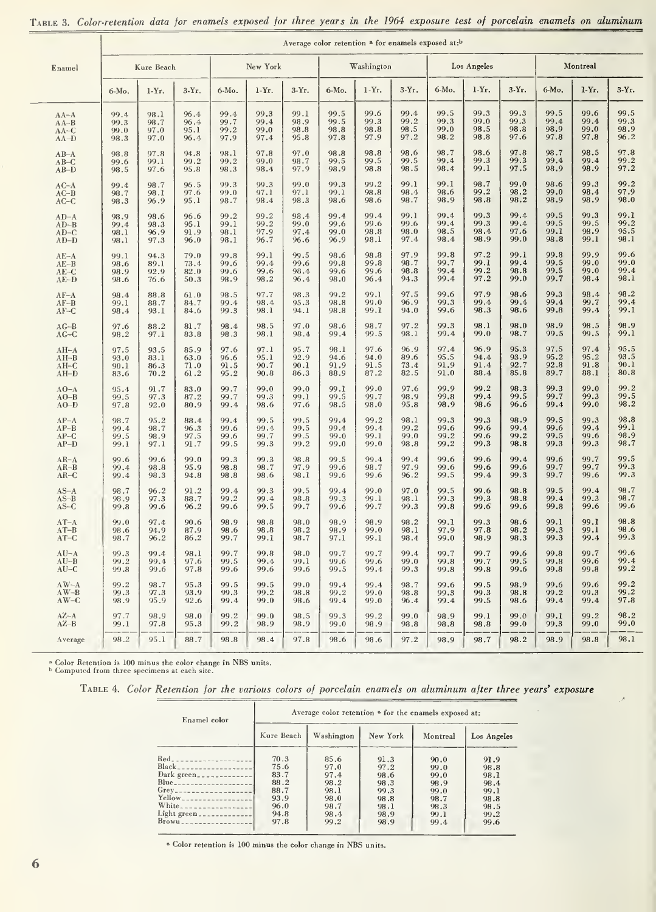TABLE 3. *Color-retention data for enamels exposed for three years in the 1964 exposure test of porcelain enamels on aluminum*

| Enamel | Average color retention [a] for enamels exposed at:[b] | | | | | | | | | | | | | | |
|---|---|---|---|---|---|---|---|---|---|---|---|---|---|---|---|
| | Kure Beach | | | New York | | | Washington | | | Los Angeles | | | Montreal | | |
| | 6-Mo. | 1-Yr. | 3-Yr. | 6-Mo. | 1-Yr. | 3-Yr. | 6-Mo. | 1-Yr. | 3-Yr. | 6-Mo. | 1-Yr. | 3-Yr. | 6-Mo. | 1-Yr. | 3-Yr. |
| AA–A | 99.4 | 98.1 | 96.4 | 99.4 | 99.3 | 99.1 | 99.5 | 99.6 | 99.4 | 99.5 | 99.3 | 99.3 | 99.5 | 99.6 | 99.5 |
| AA–B | 99.3 | 98.7 | 96.4 | 99.7 | 99.4 | 98.9 | 99.5 | 99.3 | 99.2 | 99.3 | 99.0 | 99.3 | 99.4 | 99.4 | 99.3 |
| AA–C | 99.0 | 97.0 | 95.1 | 99.2 | 99.0 | 98.8 | 98.8 | 98.8 | 98.5 | 99.0 | 98.5 | 98.8 | 98.9 | 99.0 | 98.9 |
| AA–D | 98.3 | 97.0 | 96.4 | 97.9 | 97.4 | 95.8 | 97.8 | 97.9 | 97.2 | 98.2 | 98.8 | 97.6 | 97.8 | 97.8 | 96.2 |
| AB–A | 98.8 | 97.8 | 94.8 | 98.1 | 97.8 | 97.0 | 98.8 | 98.8 | 98.6 | 98.7 | 98.6 | 97.8 | 98.7 | 98.5 | 97.8 |
| AB–C | 99.6 | 99.1 | 99.2 | 99.2 | 99.0 | 98.7 | 99.5 | 99.5 | 99.5 | 99.4 | 99.3 | 99.3 | 99.4 | 99.4 | 99.2 |
| AB–D | 98.5 | 97.6 | 95.8 | 98.3 | 98.4 | 97.9 | 98.9 | 98.8 | 98.5 | 98.4 | 99.1 | 97.5 | 98.9 | 98.9 | 97.2 |
| AC–A | 99.4 | 98.7 | 96.5 | 99.3 | 99.3 | 99.0 | 99.3 | 99.2 | 99.1 | 99.1 | 98.7 | 99.0 | 98.6 | 99.3 | 99.2 |
| AC–B | 98.7 | 98.1 | 97.6 | 99.0 | 97.1 | 97.1 | 99.1 | 98.8 | 98.4 | 98.6 | 99.2 | 98.2 | 99.0 | 98.4 | 97.9 |
| AC–C | 98.3 | 96.9 | 95.1 | 98.7 | 98.4 | 98.3 | 98.6 | 98.6 | 98.7 | 98.9 | 98.8 | 98.2 | 98.9 | 98.9 | 98.0 |
| AD–A | 98.9 | 98.6 | 96.6 | 99.2 | 99.2 | 98.4 | 99.4 | 99.4 | 99.1 | 99.4 | 99.3 | 99.4 | 99.5 | 99.3 | 99.1 |
| AD–B | 99.4 | 98.3 | 95.1 | 99.1 | 99.2 | 99.0 | 99.6 | 99.6 | 99.6 | 99.4 | 99.3 | 99.4 | 99.5 | 99.5 | 99.2 |
| AD–C | 98.1 | 96.9 | 91.9 | 98.1 | 97.9 | 97.4 | 99.0 | 98.8 | 98.0 | 98.5 | 98.4 | 97.6 | 99.1 | 98.9 | 95.5 |
| AD–D | 98.1 | 97.3 | 96.0 | 98.1 | 96.7 | 96.6 | 96.9 | 98.1 | 97.4 | 98.4 | 98.9 | 99.0 | 98.8 | 99.1 | 98.1 |
| AE–A | 99.1 | 94.3 | 79.0 | 99.8 | 99.1 | 99.5 | 98.6 | 98.8 | 97.9 | 99.8 | 97.2 | 99.1 | 99.8 | 99.9 | 99.6 |
| AE–B | 98.6 | 89.1 | 73.4 | 99.6 | 99.4 | 99.6 | 99.8 | 99.8 | 98.7 | 99.7 | 99.1 | 99.4 | 99.5 | 99.0 | 99.0 |
| AE–C | 98.9 | 92.9 | 82.0 | 99.6 | 99.6 | 98.4 | 99.6 | 99.6 | 98.8 | 99.4 | 99.2 | 98.8 | 99.5 | 99.0 | 99.4 |
| AE–D | 98.6 | 76.6 | 50.3 | 98.9 | 98.2 | 96.4 | 98.0 | 96.4 | 94.3 | 99.4 | 97.2 | 99.0 | 99.7 | 98.4 | 98.1 |
| AF–A | 98.4 | 88.8 | 61.0 | 98.5 | 97.7 | 98.3 | 99.2 | 99.1 | 97.5 | 99.6 | 97.9 | 98.6 | 99.3 | 98.4 | 98.2 |
| AF–B | 99.1 | 88.7 | 84.7 | 99.4 | 98.4 | 95.3 | 98.8 | 99.0 | 96.9 | 99.3 | 99.4 | 99.4 | 99.4 | 99.7 | 99.4 |
| AF–C | 98.4 | 93.1 | 84.6 | 99.3 | 98.1 | 94.1 | 98.8 | 99.1 | 94.0 | 99.6 | 98.3 | 98.6 | 99.8 | 99.4 | 99.1 |
| AG–B | 97.6 | 88.2 | 81.7 | 98.4 | 98.5 | 97.0 | 98.6 | 98.7 | 97.2 | 99.3 | 98.1 | 98.0 | 98.9 | 98.5 | 98.9 |
| AG–C | 98.2 | 97.1 | 83.8 | 98.3 | 98.1 | 98.4 | 99.4 | 99.5 | 98.1 | 99.4 | 99.0 | 98.7 | 99.5 | 99.5 | 99.1 |
| AH–A | 97.5 | 93.5 | 85.9 | 97.6 | 97.1 | 95.7 | 98.1 | 97.6 | 96.9 | 97.4 | 96.9 | 95.3 | 97.5 | 97.4 | 95.5 |
| AH–B | 93.0 | 83.1 | 63.0 | 96.6 | 95.1 | 92.9 | 94.6 | 94.0 | 89.6 | 95.5 | 94.4 | 93.9 | 95.2 | 95.2 | 93.5 |
| AH–C | 90.1 | 86.3 | 71.0 | 91.5 | 90.7 | 90.1 | 91.9 | 91.5 | 73.4 | 91.9 | 91.4 | 92.7 | 92.8 | 91.8 | 90.1 |
| AH–D | 83.6 | 70.2 | 61.2 | 95.2 | 90.8 | 86.3 | 88.9 | 87.2 | 82.5 | 91.0 | 88.4 | 85.8 | 89.7 | 88.1 | 80.8 |
| AO–A | 95.4 | 91.7 | 83.0 | 99.7 | 99.0 | 99.0 | 99.1 | 99.0 | 97.6 | 99.9 | 99.2 | 98.3 | 99.3 | 99.0 | 99.2 |
| AO–B | 99.5 | 97.3 | 87.2 | 99.7 | 99.3 | 99.1 | 99.5 | 99.7 | 98.9 | 99.8 | 99.4 | 99.5 | 99.7 | 99.3 | 99.5 |
| AO–D | 97.8 | 92.0 | 80.9 | 99.4 | 98.6 | 97.6 | 98.5 | 98.0 | 95.8 | 98.9 | 98.6 | 96.6 | 99.4 | 99.0 | 98.2 |
| AP–A | 98.7 | 95.2 | 88.4 | 99.4 | 99.5 | 99.5 | 99.4 | 99.2 | 98.1 | 99.3 | 99.3 | 98.9 | 99.5 | 99.3 | 98.8 |
| AP–B | 99.4 | 98.7 | 96.3 | 99.6 | 99.4 | 99.5 | 99.4 | 99.4 | 99.2 | 99.6 | 99.6 | 99.4 | 99.6 | 99.4 | 99.1 |
| AP–C | 99.5 | 98.9 | 97.5 | 99.6 | 99.7 | 99.5 | 99.0 | 99.1 | 99.0 | 99.2 | 99.6 | 99.2 | 99.5 | 99.6 | 98.9 |
| AP–D | 99.1 | 97.1 | 91.7 | 99.5 | 99.3 | 99.2 | 99.0 | 99.0 | 98.8 | 99.2 | 99.3 | 98.8 | 99.3 | 99.3 | 98.7 |
| AR–A | 99.6 | 99.6 | 99.0 | 99.3 | 99.3 | 98.8 | 99.5 | 99.4 | 99.4 | 99.6 | 99.6 | 99.4 | 99.6 | 99.7 | 99.5 |
| AR–B | 99.4 | 98.8 | 95.9 | 98.8 | 98.7 | 97.9 | 99.6 | 98.7 | 97.9 | 99.6 | 99.6 | 99.6 | 99.7 | 99.7 | 99.3 |
| AR–C | 99.4 | 98.3 | 94.8 | 98.8 | 98.6 | 98.1 | 99.6 | 99.6 | 96.2 | 99.5 | 99.4 | 99.3 | 99.7 | 99.6 | 99.3 |
| AS–A | 98.7 | 96.2 | 91.2 | 99.4 | 99.3 | 99.5 | 99.4 | 99.0 | 97.0 | 99.5 | 99.6 | 98.8 | 99.5 | 99.4 | 98.7 |
| AS–B | 98.9 | 97.3 | 88.7 | 99.2 | 99.4 | 98.8 | 99.3 | 99.1 | 98.1 | 99.3 | 99.3 | 98.8 | 99.4 | 99.3 | 98.7 |
| AS–C | 99.8 | 99.6 | 96.2 | 99.6 | 99.5 | 99.7 | 99.6 | 99.7 | 99.3 | 99.8 | 99.6 | 99.6 | 99.8 | 99.6 | 99.6 |
| AT–A | 99.0 | 97.4 | 90.6 | 98.9 | 98.8 | 98.0 | 98.9 | 98.9 | 98.2 | 99.1 | 99.3 | 98.6 | 99.1 | 99.1 | 98.8 |
| AT–B | 98.6 | 94.9 | 87.9 | 98.6 | 98.8 | 98.2 | 98.9 | 99.0 | 98.1 | 97.9 | 97.8 | 98.2 | 99.3 | 99.1 | 98.6 |
| AT–C | 98.7 | 96.2 | 86.2 | 99.7 | 99.1 | 98.7 | 97.1 | 99.1 | 98.4 | 99.0 | 98.9 | 98.3 | 99.3 | 99.4 | 99.3 |
| AU–A | 99.3 | 99.4 | 98.1 | 99.7 | 99.8 | 98.0 | 99.7 | 99.7 | 99.4 | 99.7 | 99.7 | 99.6 | 99.8 | 99.7 | 99.6 |
| AU–B | 99.2 | 99.4 | 97.6 | 99.5 | 99.4 | 99.1 | 99.6 | 99.6 | 99.0 | 99.8 | 99.7 | 99.5 | 99.8 | 99.6 | 99.4 |
| AU–C | 99.8 | 99.6 | 97.8 | 99.6 | 99.6 | 99.6 | 99.5 | 99.4 | 99.3 | 99.8 | 99.8 | 99.6 | 99.8 | 99.8 | 99.2 |
| AW–A | 99.2 | 98.7 | 95.3 | 99.5 | 99.5 | 99.0 | 99.4 | 99.4 | 98.7 | 99.6 | 99.5 | 98.9 | 99.6 | 99.6 | 99.2 |
| AW–B | 99.3 | 97.3 | 93.9 | 99.3 | 99.2 | 98.8 | 99.2 | 99.0 | 98.8 | 99.3 | 99.3 | 98.8 | 99.2 | 99.3 | 99.2 |
| AW–C | 98.9 | 95.9 | 92.6 | 99.4 | 99.0 | 98.6 | 99.4 | 99.0 | 96.4 | 99.4 | 99.5 | 98.6 | 99.4 | 99.4 | 97.8 |
| AZ–A | 97.7 | 98.9 | 98.0 | 99.2 | 99.0 | 98.5 | 99.3 | 99.2 | 99.0 | 98.9 | 99.1 | 99.0 | 99.1 | 99.2 | 98.2 |
| AZ–B | 99.1 | 97.8 | 95.3 | 99.2 | 98.9 | 98.9 | 99.0 | 98.9 | 98.8 | 98.8 | 98.8 | 99.0 | 99.3 | 99.0 | 99.0 |
| Average | 98.2 | 95.1 | 88.7 | 98.8 | 98.4 | 97.8 | 98.6 | 98.6 | 97.2 | 98.9 | 98.7 | 98.2 | 98.9 | 98.8 | 98.1 |

[a] Color Retention is 100 minus the color change in NBS units.
[b] Computed from three specimens at each site.

TABLE 4. *Color Retention for the various colors of porcelain enamels on aluminum after three years' exposure*

| Enamel color | Average color retention [a] for the enamels exposed at: | | | | |
|---|---|---|---|---|---|
| | Kure Beach | Washington | New York | Montreal | Los Angeles |
| Red | 70.3 | 85.6 | 91.3 | 90.0 | 91.9 |
| Black | 75.6 | 97.0 | 97.2 | 99.0 | 98.8 |
| Dark green | 83.7 | 97.4 | 98.6 | 99.0 | 98.1 |
| Blue | 88.2 | 98.2 | 98.3 | 98.9 | 98.4 |
| Grey | 88.7 | 98.1 | 99.3 | 99.0 | 99.1 |
| Yellow | 93.9 | 98.0 | 98.8 | 98.7 | 98.8 |
| White | 96.0 | 98.7 | 98.1 | 98.3 | 98.5 |
| Light green | 94.8 | 98.4 | 98.9 | 99.1 | 99.2 |
| Brown | 97.8 | 99.2 | 98.9 | 99.4 | 99.6 |

[a] Color retention is 100 minus the color change in NBS units.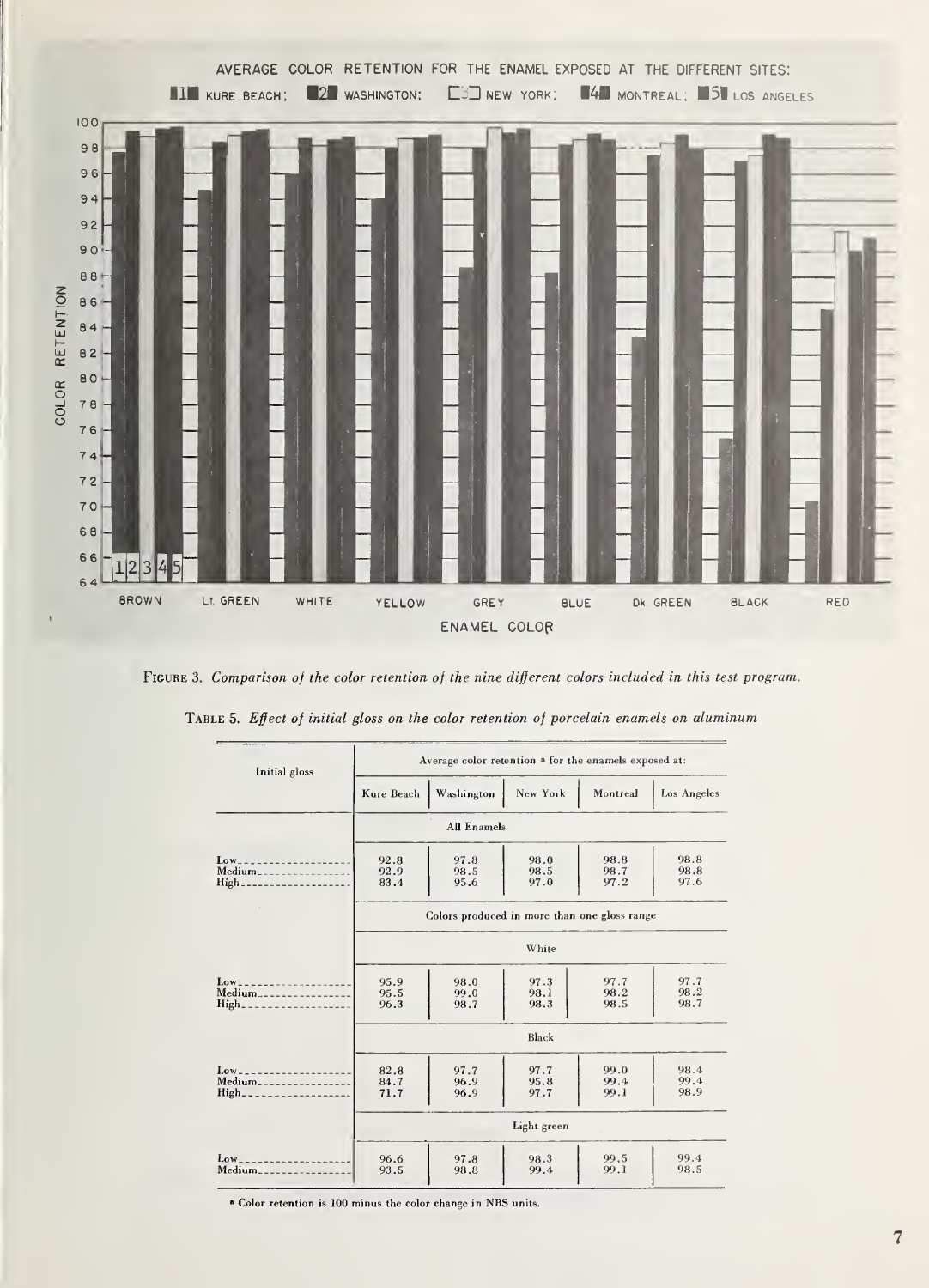AVERAGE COLOR RETENTION FOR THE ENAMEL EXPOSED AT THE DIFFERENT SITES: 1 KURE BEACH; 2 WASHINGTON; 3 NEW YORK; 4 MONTREAL; 5 LOS ANGELES

FIGURE 3. *Comparison of the color retention of the nine different colors included in this test program.*

TABLE 5. *Effect of initial gloss on the color retention of porcelain enamels on aluminum*

| Initial gloss | Average color retention [a] for the enamels exposed at: | | | | |
|---|---|---|---|---|---|
| | Kure Beach | Washington | New York | Montreal | Los Angeles |
| | All Enamels | | | | |
| Low | 92.8 | 97.8 | 98.0 | 98.8 | 98.8 |
| Medium | 92.9 | 98.5 | 98.5 | 98.7 | 98.8 |
| High | 83.4 | 95.6 | 97.0 | 97.2 | 97.6 |
| | Colors produced in more than one gloss range | | | | |
| | White | | | | |
| Low | 95.9 | 98.0 | 97.3 | 97.7 | 97.7 |
| Medium | 95.5 | 99.0 | 98.1 | 98.2 | 98.2 |
| High | 96.3 | 98.7 | 98.3 | 98.5 | 98.7 |
| | Black | | | | |
| Low | 82.8 | 97.7 | 97.7 | 99.0 | 98.4 |
| Medium | 84.7 | 96.9 | 95.8 | 99.4 | 99.4 |
| High | 71.7 | 96.9 | 97.7 | 99.1 | 98.9 |
| | Light green | | | | |
| Low | 96.6 | 97.8 | 98.3 | 99.5 | 99.4 |
| Medium | 93.5 | 98.8 | 99.4 | 99.1 | 98.5 |

[a] Color retention is 100 minus the color change in NBS units.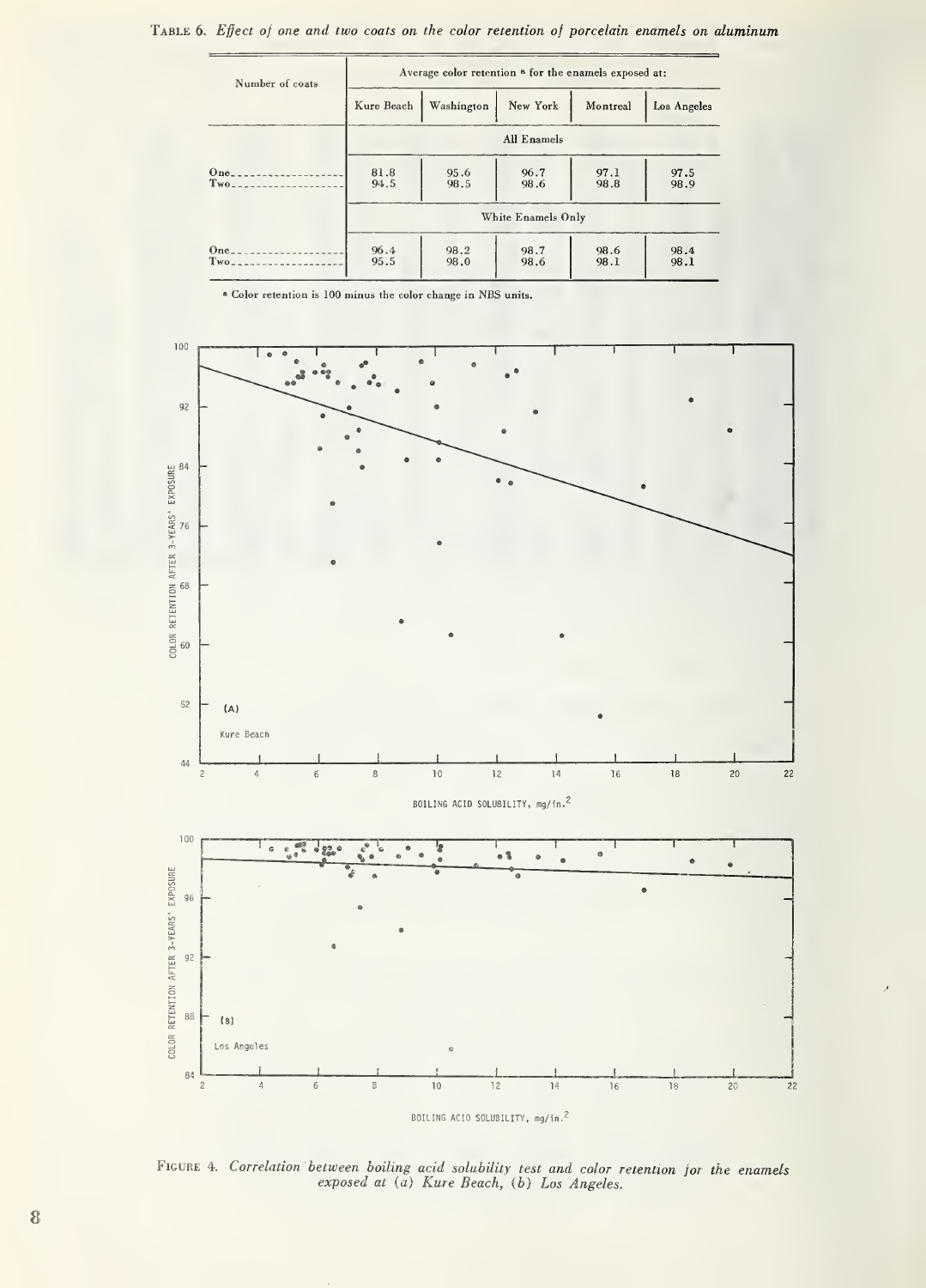TABLE 6. *Effect of one and two coats on the color retention of porcelain enamels on aluminum*

| Number of coats | Average color retention [a] for the enamels exposed at: | | | | |
|---|---|---|---|---|---|
| | Kure Beach | Washington | New York | Montreal | Los Angeles |
| | All Enamels | | | | |
| One | 81.8 | 95.6 | 96.7 | 97.1 | 97.5 |
| Two | 94.5 | 98.5 | 98.6 | 98.8 | 98.9 |
| | White Enamels Only | | | | |
| One | 96.4 | 98.2 | 98.7 | 98.6 | 98.4 |
| Two | 95.5 | 98.0 | 98.6 | 98.1 | 98.1 |

[a] Color retention is 100 minus the color change in NBS units.

FIGURE 4. *Correlation between boiling acid solubility test and color retention for the enamels exposed at (a) Kure Beach, (b) Los Angeles.*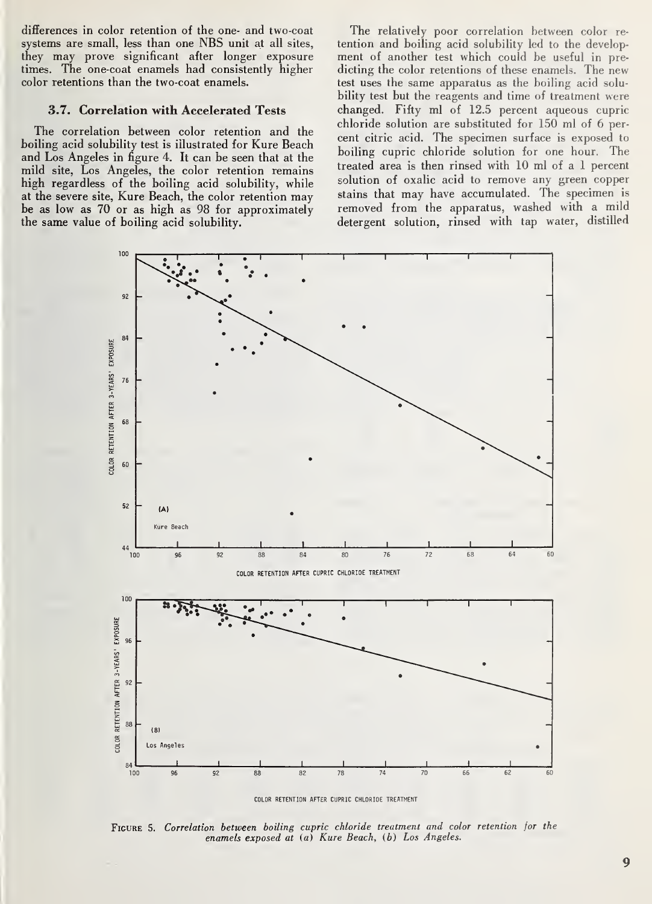differences in color retention of the one- and two-coat systems are small, less than one NBS unit at all sites, they may prove significant after longer exposure times. The one-coat enamels had consistently higher color retentions than the two-coat enamels.

### 3.7. Correlation with Accelerated Tests

The correlation between color retention and the boiling acid solubility test is illustrated for Kure Beach and Los Angeles in figure 4. It can be seen that at the mild site, Los Angeles, the color retention remains high regardless of the boiling acid solubility, while at the severe site, Kure Beach, the color retention may be as low as 70 or as high as 98 for approximately the same value of boiling acid solubility.

The relatively poor correlation between color retention and boiling acid solubility led to the development of another test which could be useful in predicting the color retentions of these enamels. The new test uses the same apparatus as the boiling acid solubility test but the reagents and time of treatment were changed. Fifty ml of 12.5 percent aqueous cupric chloride solution are substituted for 150 ml of 6 percent citric acid. The specimen surface is exposed to boiling cupric chloride solution for one hour. The treated area is then rinsed with 10 ml of a 1 percent solution of oxalic acid to remove any green copper stains that may have accumulated. The specimen is removed from the apparatus, washed with a mild detergent solution, rinsed with tap water, distilled

FIGURE 5. *Correlation between boiling cupric chloride treatment and color retention for the enamels exposed at (a) Kure Beach, (b) Los Angeles.*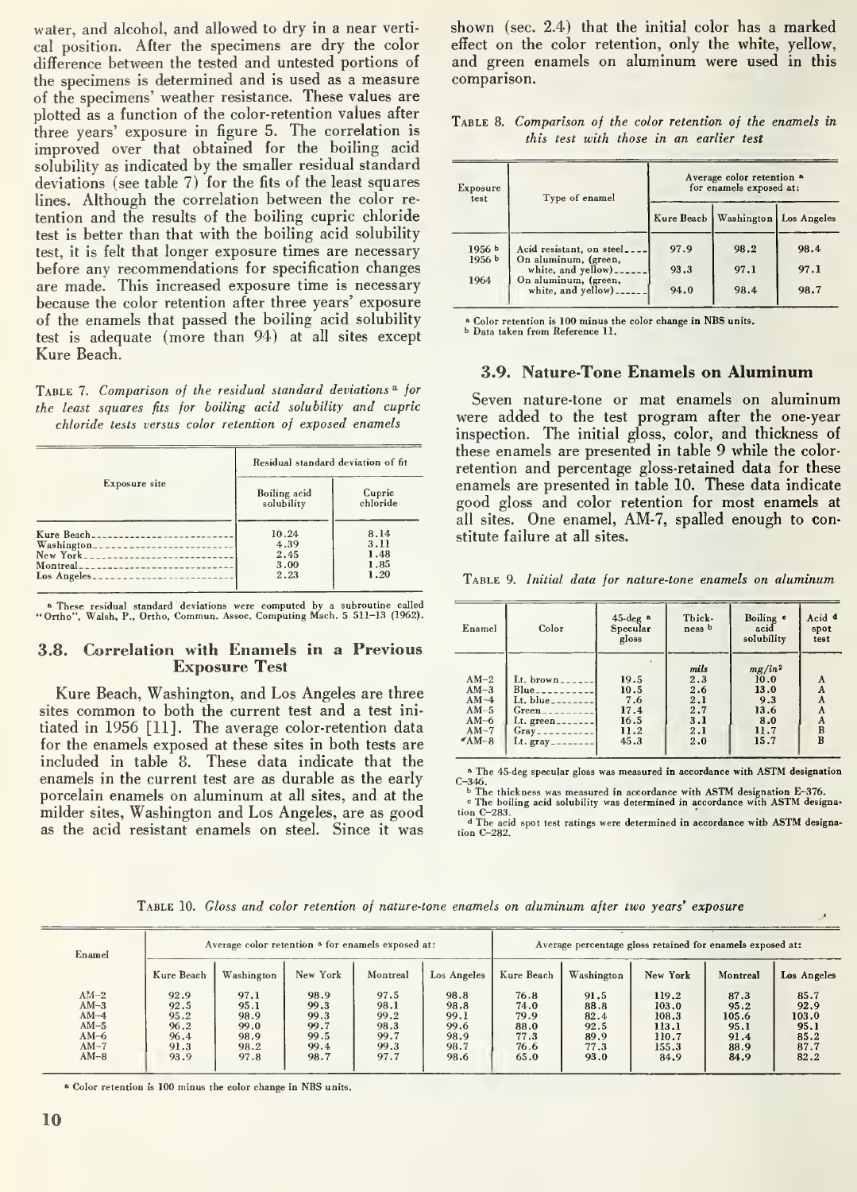water, and alcohol, and allowed to dry in a near vertical position. After the specimens are dry the color difference between the tested and untested portions of the specimens is determined and is used as a measure of the specimens' weather resistance. These values are plotted as a function of the color-retention values after three years' exposure in figure 5. The correlation is improved over that obtained for the boiling acid solubility as indicated by the smaller residual standard deviations (see table 7) for the fits of the least squares lines. Although the correlation between the color retention and the results of the boiling cupric chloride test is better than that with the boiling acid solubility test, it is felt that longer exposure times are necessary before any recommendations for specification changes are made. This increased exposure time is necessary because the color retention after three years' exposure of the enamels that passed the boiling acid solubility test is adequate (more than 94) at all sites except Kure Beach.

TABLE 7. *Comparison of the residual standard deviations [a] for the least squares fits for boiling acid solubility and cupric chloride tests versus color retention of exposed enamels*

| Exposure site | Residual standard deviation of fit | |
|---|---|---|
| | Boiling acid solubility | Cupric chloride |
| Kure Beach | 10.24 | 8.14 |
| Washington | 4.39 | 3.11 |
| New York | 2.45 | 1.48 |
| Montreal | 3.00 | 1.85 |
| Los Angeles | 2.23 | 1.20 |

[a] These residual standard deviations were computed by a subroutine called "Ortho", Walsh, P., Ortho, Commun. Assoc. Computing Mach. 5 511–13 (1962).

### 3.8. Correlation with Enamels in a Previous Exposure Test

Kure Beach, Washington, and Los Angeles are three sites common to both the current test and a test initiated in 1956 [11]. The average color-retention data for the enamels exposed at these sites in both tests are included in table 8. These data indicate that the enamels in the current test are as durable as the early porcelain enamels on aluminum at all sites, and at the milder sites, Washington and Los Angeles, are as good as the acid resistant enamels on steel. Since it was shown (sec. 2.4) that the initial color has a marked effect on the color retention, only the white, yellow, and green enamels on aluminum were used in this comparison.

TABLE 8. *Comparison of the color retention of the enamels in this test with those in an earlier test*

| Exposure test | Type of enamel | Average color retention [a] for enamels exposed at: | | |
|---|---|---|---|---|
| | | Kure Beach | Washington | Los Angeles |
| 1956 [b] | Acid resistant, on steel | 97.9 | 98.2 | 98.4 |
| 1956 [b] | On aluminum, (green, white, and yellow) | 93.3 | 97.1 | 97.1 |
| 1964 | On aluminum, (green, white, and yellow) | 94.0 | 98.4 | 98.7 |

[a] Color retention is 100 minus the color change in NBS units.
[b] Data taken from Reference 11.

### 3.9. Nature-Tone Enamels on Aluminum

Seven nature-tone or mat enamels on aluminum were added to the test program after the one-year inspection. The initial gloss, color, and thickness of these enamels are presented in table 9 while the color-retention and percentage gloss-retained data for these enamels are presented in table 10. These data indicate good gloss and color retention for most enamels at all sites. One enamel, AM-7, spalled enough to constitute failure at all sites.

TABLE 9. *Initial data for nature-tone enamels on aluminum*

| Enamel | Color | 45-deg [a] Specular gloss | Thickness [b] | Boiling [c] acid solubility | Acid [d] spot test |
|---|---|---|---|---|---|
| | | | *mils* | *mg/in²* | |
| AM-2 | Lt. brown | 19.5 | 2.3 | 10.0 | A |
| AM-3 | Blue | 10.5 | 2.6 | 13.0 | A |
| AM-4 | Lt. blue | 7.6 | 2.1 | 9.3 | A |
| AM-5 | Green | 17.4 | 2.7 | 13.6 | A |
| AM-6 | Lt. green | 16.5 | 3.1 | 8.0 | A |
| AM-7 | Gray | 11.2 | 2.1 | 11.7 | B |
| AM-8 | Lt. gray | 45.3 | 2.0 | 15.7 | B |

[a] The 45-deg specular gloss was measured in accordance with ASTM designation C-346.
[b] The thickness was measured in accordance with ASTM designation E-376.
[c] The boiling acid solubility was determined in accordance with ASTM designation C-283.
[d] The acid spot test ratings were determined in accordance with ASTM designation C-282.

TABLE 10. *Gloss and color retention of nature-tone enamels on aluminum after two years' exposure*

| Enamel | Average color retention [a] for enamels exposed at: | | | | | Average percentage gloss retained for enamels exposed at: | | | | |
|---|---|---|---|---|---|---|---|---|---|---|
| | Kure Beach | Washington | New York | Montreal | Los Angeles | Kure Beach | Washington | New York | Montreal | Los Angeles |
| AM-2 | 92.9 | 97.1 | 98.9 | 97.5 | 98.8 | 76.8 | 91.5 | 119.2 | 87.3 | 85.7 |
| AM-3 | 92.5 | 95.1 | 99.3 | 98.1 | 98.8 | 74.0 | 88.8 | 103.0 | 95.2 | 92.9 |
| AM-4 | 95.2 | 98.9 | 99.3 | 99.2 | 99.1 | 79.9 | 82.4 | 108.3 | 105.6 | 103.0 |
| AM-5 | 96.2 | 99.0 | 99.7 | 98.3 | 99.6 | 88.0 | 92.5 | 113.1 | 95.1 | 95.1 |
| AM-6 | 96.4 | 98.9 | 99.5 | 99.7 | 98.9 | 77.3 | 89.9 | 110.7 | 91.4 | 85.2 |
| AM-7 | 91.3 | 98.2 | 99.4 | 99.3 | 98.7 | 76.6 | 77.3 | 155.3 | 88.9 | 87.7 |
| AM-8 | 93.9 | 97.8 | 98.7 | 97.7 | 98.6 | 65.0 | 93.0 | 84.9 | 84.9 | 82.2 |

[a] Color retention is 100 minus the color change in NBS units.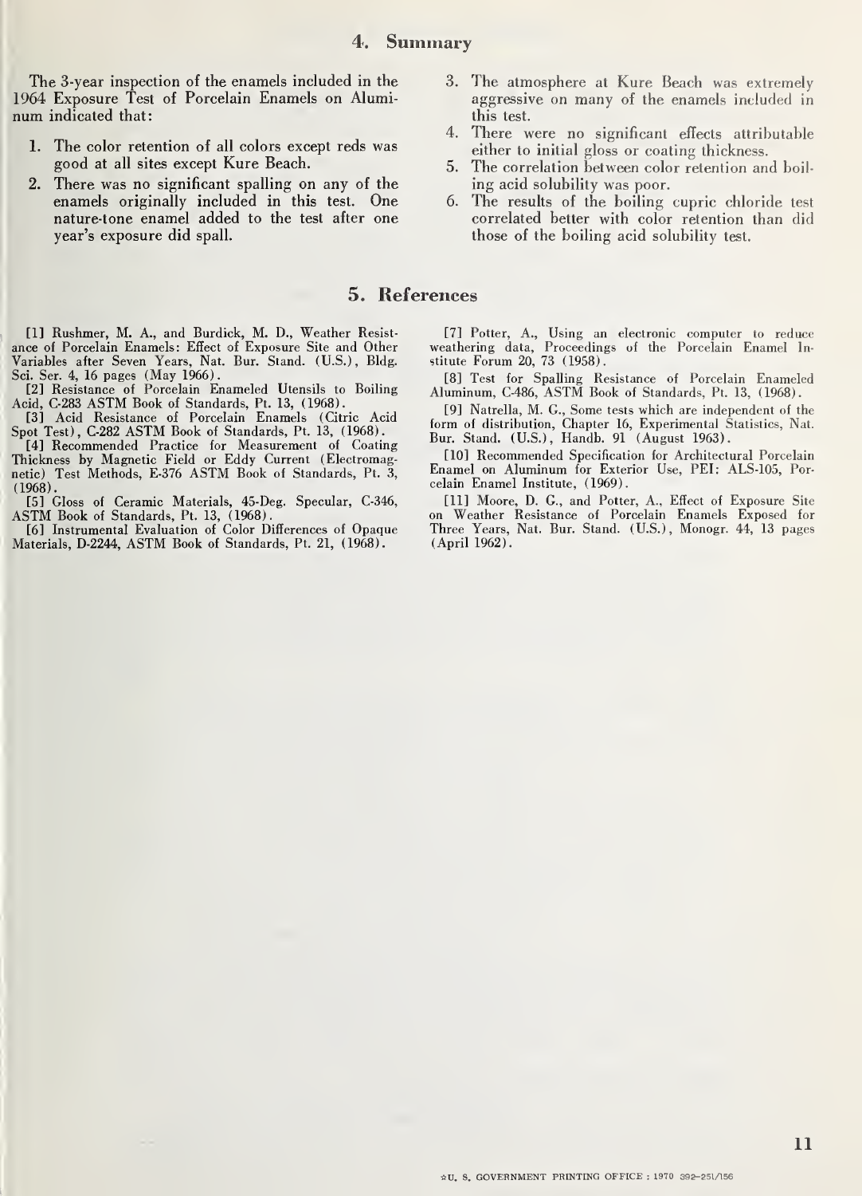## 4. Summary

The 3-year inspection of the enamels included in the 1964 Exposure Test of Porcelain Enamels on Aluminum indicated that:

1. The color retention of all colors except reds was good at all sites except Kure Beach.
2. There was no significant spalling on any of the enamels originally included in this test. One nature-tone enamel added to the test after one year's exposure did spall.
3. The atmosphere at Kure Beach was extremely aggressive on many of the enamels included in this test.
4. There were no significant effects attributable either to initial gloss or coating thickness.
5. The correlation between color retention and boiling acid solubility was poor.
6. The results of the boiling cupric chloride test correlated better with color retention than did those of the boiling acid solubility test.

## 5. References

[1] Rushmer, M. A., and Burdick, M. D., Weather Resistance of Porcelain Enamels: Effect of Exposure Site and Other Variables after Seven Years, Nat. Bur. Stand. (U.S.), Bldg. Sci. Ser. 4, 16 pages (May 1966).

[2] Resistance of Porcelain Enameled Utensils to Boiling Acid, C-283 ASTM Book of Standards, Pt. 13, (1968).

[3] Acid Resistance of Porcelain Enamels (Citric Acid Spot Test), C-282 ASTM Book of Standards, Pt. 13, (1968).

[4] Recommended Practice for Measurement of Coating Thickness by Magnetic Field or Eddy Current (Electromagnetic) Test Methods, E-376 ASTM Book of Standards, Pt. 3, (1968).

[5] Gloss of Ceramic Materials, 45-Deg. Specular, C-346, ASTM Book of Standards, Pt. 13, (1968).

[6] Instrumental Evaluation of Color Differences of Opaque Materials, D-2244, ASTM Book of Standards, Pt. 21, (1968).

[7] Potter, A., Using an electronic computer to reduce weathering data, Proceedings of the Porcelain Enamel Institute Forum 20, 73 (1958).

[8] Test for Spalling Resistance of Porcelain Enameled Aluminum, C-486, ASTM Book of Standards, Pt. 13, (1968).

[9] Natrella, M. G., Some tests which are independent of the form of distribution, Chapter 16, Experimental Statistics, Nat. Bur. Stand. (U.S.), Handb. 91 (August 1963).

[10] Recommended Specification for Architectural Porcelain Enamel on Aluminum for Exterior Use, PEI: ALS-105, Porcelain Enamel Institute, (1969).

[11] Moore, D. G., and Potter, A., Effect of Exposure Site on Weather Resistance of Porcelain Enamels Exposed for Three Years, Nat. Bur. Stand. (U.S.), Monogr. 44, 13 pages (April 1962).

☆U. S. GOVERNMENT PRINTING OFFICE : 1970 392-251/156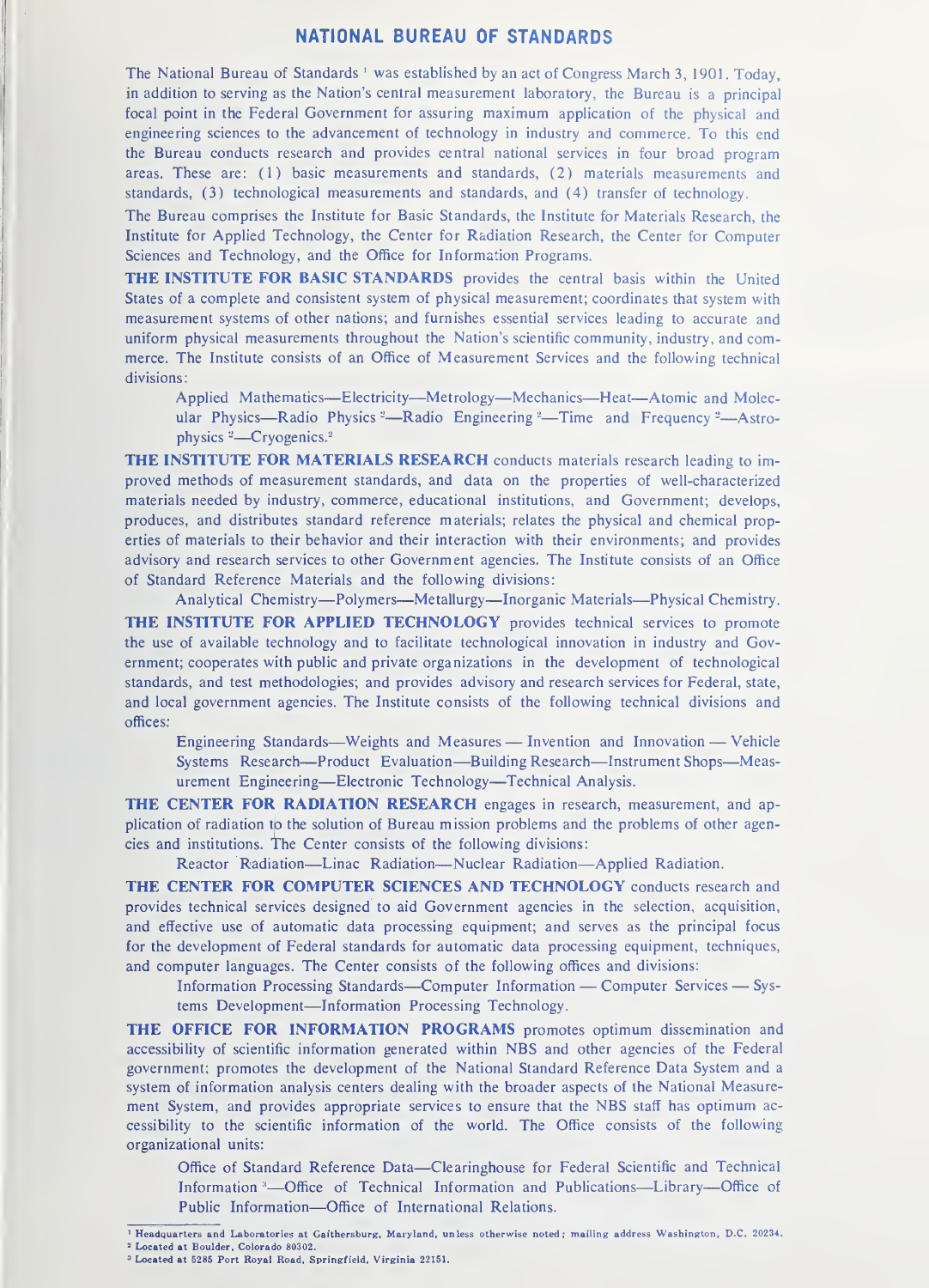# NATIONAL BUREAU OF STANDARDS

The National Bureau of Standards [1] was established by an act of Congress March 3, 1901. Today, in addition to serving as the Nation's central measurement laboratory, the Bureau is a principal focal point in the Federal Government for assuring maximum application of the physical and engineering sciences to the advancement of technology in industry and commerce. To this end the Bureau conducts research and provides central national services in four broad program areas. These are: (1) basic measurements and standards, (2) materials measurements and standards, (3) technological measurements and standards, and (4) transfer of technology.

The Bureau comprises the Institute for Basic Standards, the Institute for Materials Research, the Institute for Applied Technology, the Center for Radiation Research, the Center for Computer Sciences and Technology, and the Office for Information Programs.

**THE INSTITUTE FOR BASIC STANDARDS** provides the central basis within the United States of a complete and consistent system of physical measurement; coordinates that system with measurement systems of other nations; and furnishes essential services leading to accurate and uniform physical measurements throughout the Nation's scientific community, industry, and commerce. The Institute consists of an Office of Measurement Services and the following technical divisions:

> Applied Mathematics—Electricity—Metrology—Mechanics—Heat—Atomic and Molecular Physics—Radio Physics [2]—Radio Engineering [2]—Time and Frequency [2]—Astrophysics [2]—Cryogenics.[2]

**THE INSTITUTE FOR MATERIALS RESEARCH** conducts materials research leading to improved methods of measurement standards, and data on the properties of well-characterized materials needed by industry, commerce, educational institutions, and Government; develops, produces, and distributes standard reference materials; relates the physical and chemical properties of materials to their behavior and their interaction with their environments; and provides advisory and research services to other Government agencies. The Institute consists of an Office of Standard Reference Materials and the following divisions:

> Analytical Chemistry—Polymers—Metallurgy—Inorganic Materials—Physical Chemistry.

**THE INSTITUTE FOR APPLIED TECHNOLOGY** provides technical services to promote the use of available technology and to facilitate technological innovation in industry and Government; cooperates with public and private organizations in the development of technological standards, and test methodologies; and provides advisory and research services for Federal, state, and local government agencies. The Institute consists of the following technical divisions and offices:

> Engineering Standards—Weights and Measures — Invention and Innovation — Vehicle Systems Research—Product Evaluation—Building Research—Instrument Shops—Measurement Engineering—Electronic Technology—Technical Analysis.

**THE CENTER FOR RADIATION RESEARCH** engages in research, measurement, and application of radiation to the solution of Bureau mission problems and the problems of other agencies and institutions. The Center consists of the following divisions:

> Reactor Radiation—Linac Radiation—Nuclear Radiation—Applied Radiation.

**THE CENTER FOR COMPUTER SCIENCES AND TECHNOLOGY** conducts research and provides technical services designed to aid Government agencies in the selection, acquisition, and effective use of automatic data processing equipment; and serves as the principal focus for the development of Federal standards for automatic data processing equipment, techniques, and computer languages. The Center consists of the following offices and divisions:

> Information Processing Standards—Computer Information — Computer Services — Systems Development—Information Processing Technology.

**THE OFFICE FOR INFORMATION PROGRAMS** promotes optimum dissemination and accessibility of scientific information generated within NBS and other agencies of the Federal government; promotes the development of the National Standard Reference Data System and a system of information analysis centers dealing with the broader aspects of the National Measurement System, and provides appropriate services to ensure that the NBS staff has optimum accessibility to the scientific information of the world. The Office consists of the following organizational units:

> Office of Standard Reference Data—Clearinghouse for Federal Scientific and Technical Information [3]—Office of Technical Information and Publications—Library—Office of Public Information—Office of International Relations.

---

[1] Headquarters and Laboratories at Gaithersburg, Maryland, unless otherwise noted; mailing address Washington, D.C. 20234.
[2] Located at Boulder, Colorado 80302.
[3] Located at 5285 Port Royal Road, Springfield, Virginia 22151.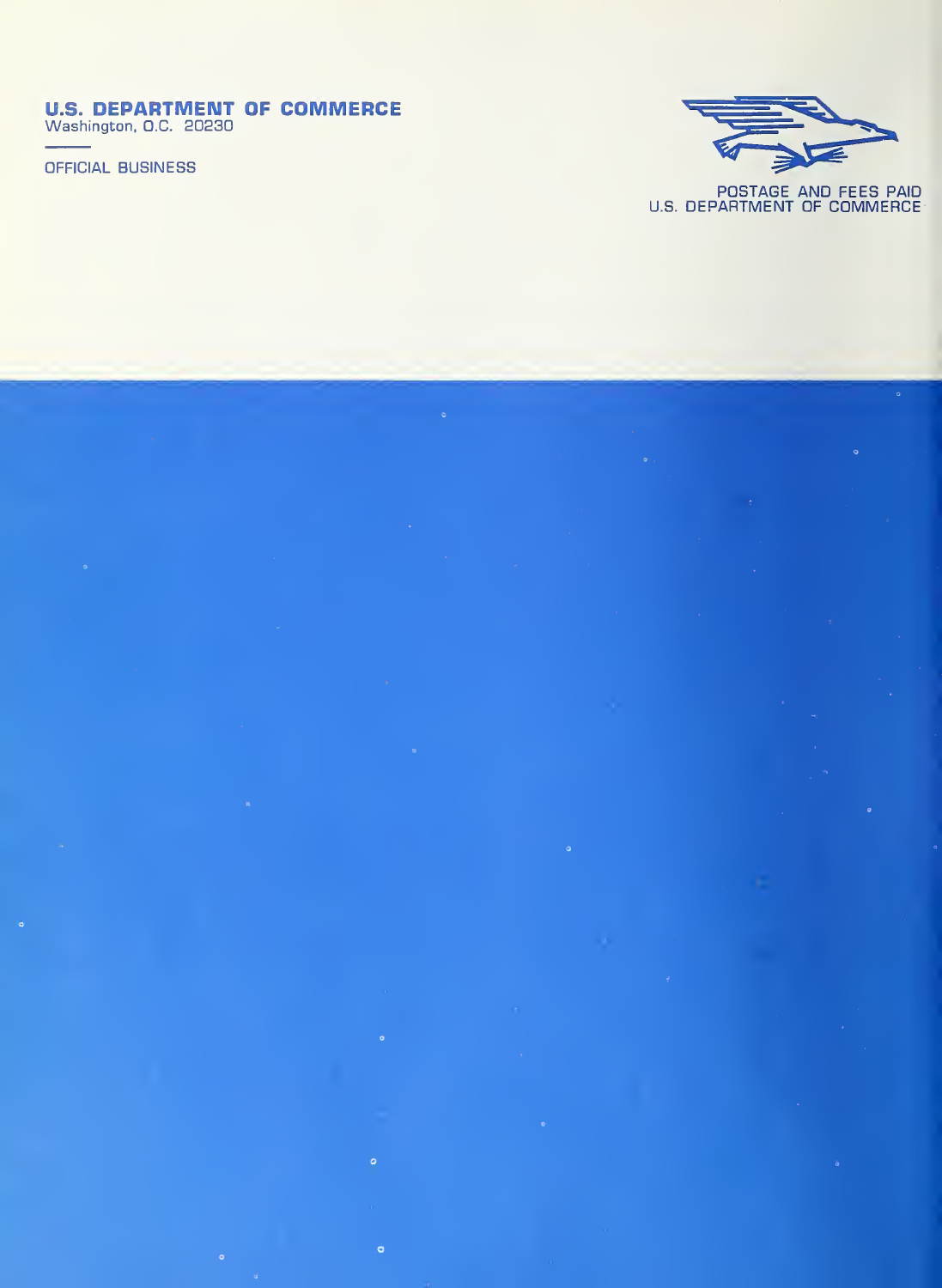**U.S. DEPARTMENT OF COMMERCE**
Washington, D.C. 20230

OFFICIAL BUSINESS

POSTAGE AND FEES PAID
U.S. DEPARTMENT OF COMMERCE